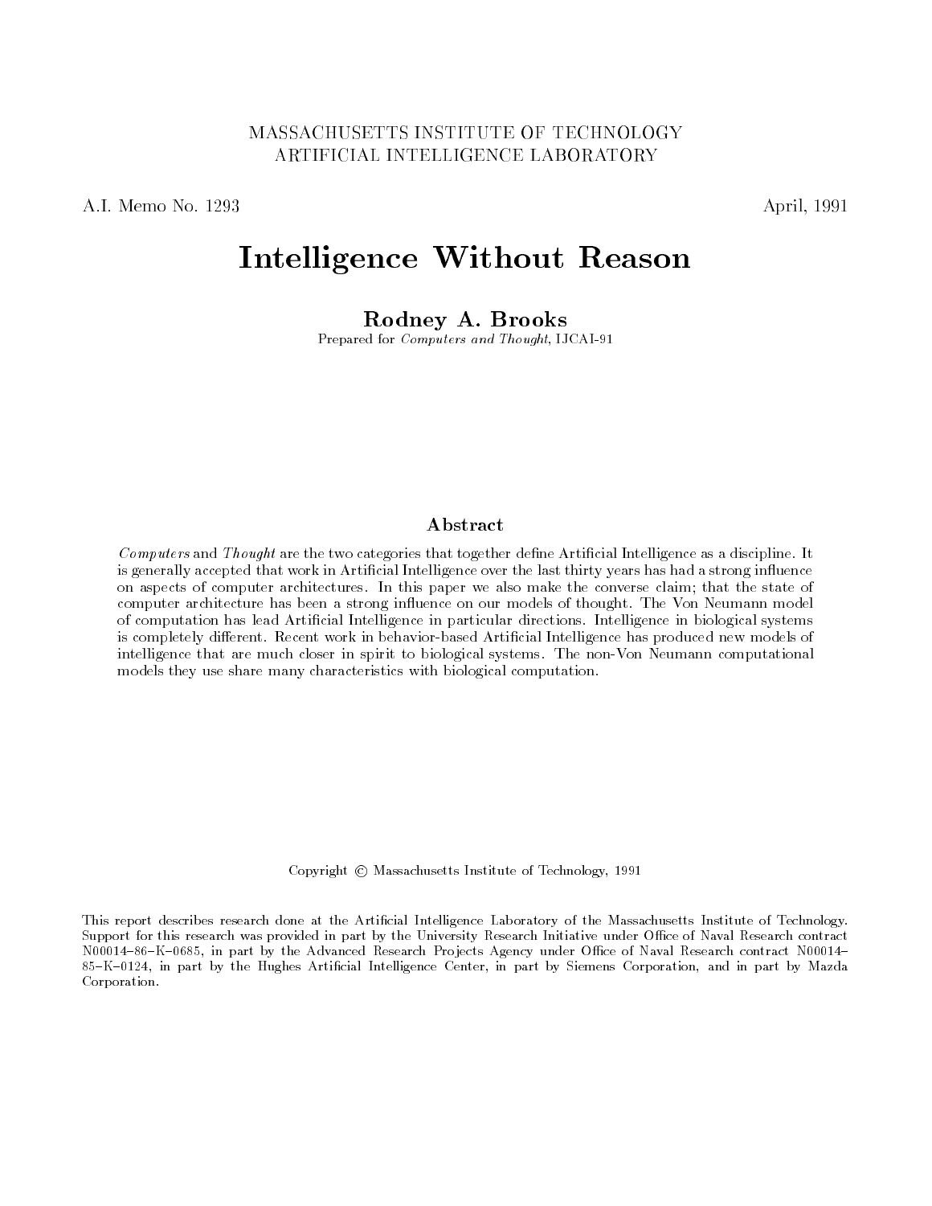MASSACHUSETTS INSTITUTE OF TECHNOLOGY
ARTIFICIAL INTELLIGENCE LABORATORY

A.I. Memo No. 1293 April, 1991

# Intelligence Without Reason

**Rodney A. Brooks**

Prepared for *Computers and Thought*, IJCAI-91

## Abstract

*Computers* and *Thought* are the two categories that together define Artificial Intelligence as a discipline. It is generally accepted that work in Artificial Intelligence over the last thirty years has had a strong influence on aspects of computer architectures. In this paper we also make the converse claim; that the state of computer architecture has been a strong influence on our models of thought. The Von Neumann model of computation has lead Artificial Intelligence in particular directions. Intelligence in biological systems is completely different. Recent work in behavior-based Artificial Intelligence has produced new models of intelligence that are much closer in spirit to biological systems. The non-Von Neumann computational models they use share many characteristics with biological computation.

Copyright © Massachusetts Institute of Technology, 1991

This report describes research done at the Artificial Intelligence Laboratory of the Massachusetts Institute of Technology. Support for this research was provided in part by the University Research Initiative under Office of Naval Research contract N00014–86–K–0685, in part by the Advanced Research Projects Agency under Office of Naval Research contract N00014–85–K–0124, in part by the Hughes Artificial Intelligence Center, in part by Siemens Corporation, and in part by Mazda Corporation.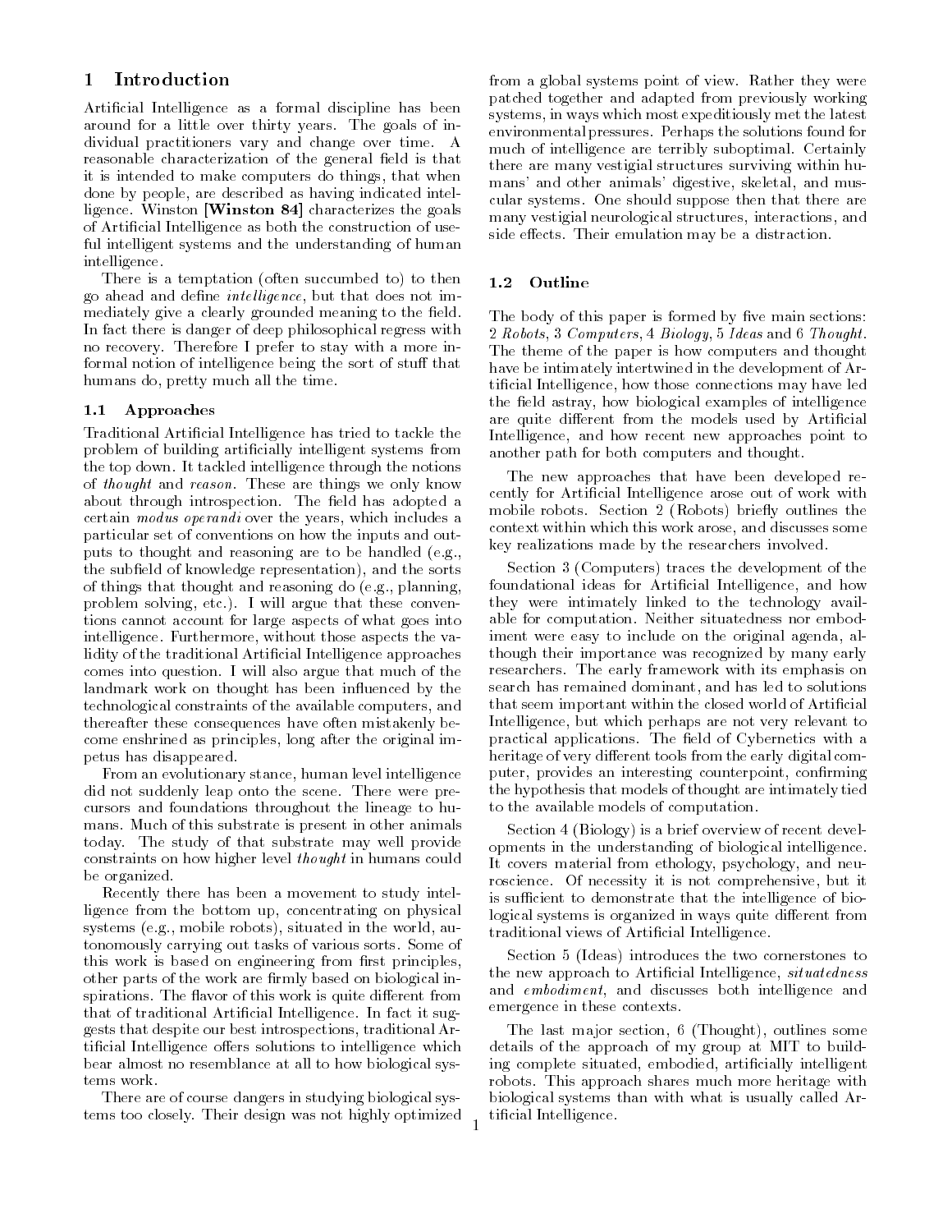## 1 Introduction

Artificial Intelligence as a formal discipline has been around for a little over thirty years. The goals of individual practitioners vary and change over time. A reasonable characterization of the general field is that it is intended to make computers do things, that when done by people, are described as having indicated intelligence. Winston **[Winston 84]** characterizes the goals of Artificial Intelligence as both the construction of useful intelligent systems and the understanding of human intelligence.

There is a temptation (often succumbed to) to then go ahead and define *intelligence*, but that does not immediately give a clearly grounded meaning to the field. In fact there is danger of deep philosophical regress with no recovery. Therefore I prefer to stay with a more informal notion of intelligence being the sort of stuff that humans do, pretty much all the time.

### 1.1 Approaches

Traditional Artificial Intelligence has tried to tackle the problem of building artificially intelligent systems from the top down. It tackled intelligence through the notions of *thought* and *reason*. These are things we only know about through introspection. The field has adopted a certain *modus operandi* over the years, which includes a particular set of conventions on how the inputs and outputs to thought and reasoning are to be handled (e.g., the subfield of knowledge representation), and the sorts of things that thought and reasoning do (e.g., planning, problem solving, etc.). I will argue that these conventions cannot account for large aspects of what goes into intelligence. Furthermore, without those aspects the validity of the traditional Artificial Intelligence approaches comes into question. I will also argue that much of the landmark work on thought has been influenced by the technological constraints of the available computers, and thereafter these consequences have often mistakenly become enshrined as principles, long after the original impetus has disappeared.

From an evolutionary stance, human level intelligence did not suddenly leap onto the scene. There were precursors and foundations throughout the lineage to humans. Much of this substrate is present in other animals today. The study of that substrate may well provide constraints on how higher level *thought* in humans could be organized.

Recently there has been a movement to study intelligence from the bottom up, concentrating on physical systems (e.g., mobile robots), situated in the world, autonomously carrying out tasks of various sorts. Some of this work is based on engineering from first principles, other parts of the work are firmly based on biological inspirations. The flavor of this work is quite different from that of traditional Artificial Intelligence. In fact it suggests that despite our best introspections, traditional Artificial Intelligence offers solutions to intelligence which bear almost no resemblance at all to how biological systems work.

There are of course dangers in studying biological systems too closely. Their design was not highly optimized from a global systems point of view. Rather they were patched together and adapted from previously working systems, in ways which most expeditiously met the latest environmental pressures. Perhaps the solutions found for much of intelligence are terribly suboptimal. Certainly there are many vestigial structures surviving within humans' and other animals' digestive, skeletal, and muscular systems. One should suppose then that there are many vestigial neurological structures, interactions, and side effects. Their emulation may be a distraction.

### 1.2 Outline

The body of this paper is formed by five main sections: 2 *Robots*, 3 *Computers*, 4 *Biology*, 5 *Ideas* and 6 *Thought*. The theme of the paper is how computers and thought have be intimately intertwined in the development of Artificial Intelligence, how those connections may have led the field astray, how biological examples of intelligence are quite different from the models used by Artificial Intelligence, and how recent new approaches point to another path for both computers and thought.

The new approaches that have been developed recently for Artificial Intelligence arose out of work with mobile robots. Section 2 (Robots) briefly outlines the context within which this work arose, and discusses some key realizations made by the researchers involved.

Section 3 (Computers) traces the development of the foundational ideas for Artificial Intelligence, and how they were intimately linked to the technology available for computation. Neither situatedness nor embodiment were easy to include on the original agenda, although their importance was recognized by many early researchers. The early framework with its emphasis on search has remained dominant, and has led to solutions that seem important within the closed world of Artificial Intelligence, but which perhaps are not very relevant to practical applications. The field of Cybernetics with a heritage of very different tools from the early digital computer, provides an interesting counterpoint, confirming the hypothesis that models of thought are intimately tied to the available models of computation.

Section 4 (Biology) is a brief overview of recent developments in the understanding of biological intelligence. It covers material from ethology, psychology, and neuroscience. Of necessity it is not comprehensive, but it is sufficient to demonstrate that the intelligence of biological systems is organized in ways quite different from traditional views of Artificial Intelligence.

Section 5 (Ideas) introduces the two cornerstones to the new approach to Artificial Intelligence, *situatedness* and *embodiment*, and discusses both intelligence and emergence in these contexts.

The last major section, 6 (Thought), outlines some details of the approach of my group at MIT to building complete situated, embodied, artificially intelligent robots. This approach shares much more heritage with biological systems than with what is usually called Artificial Intelligence.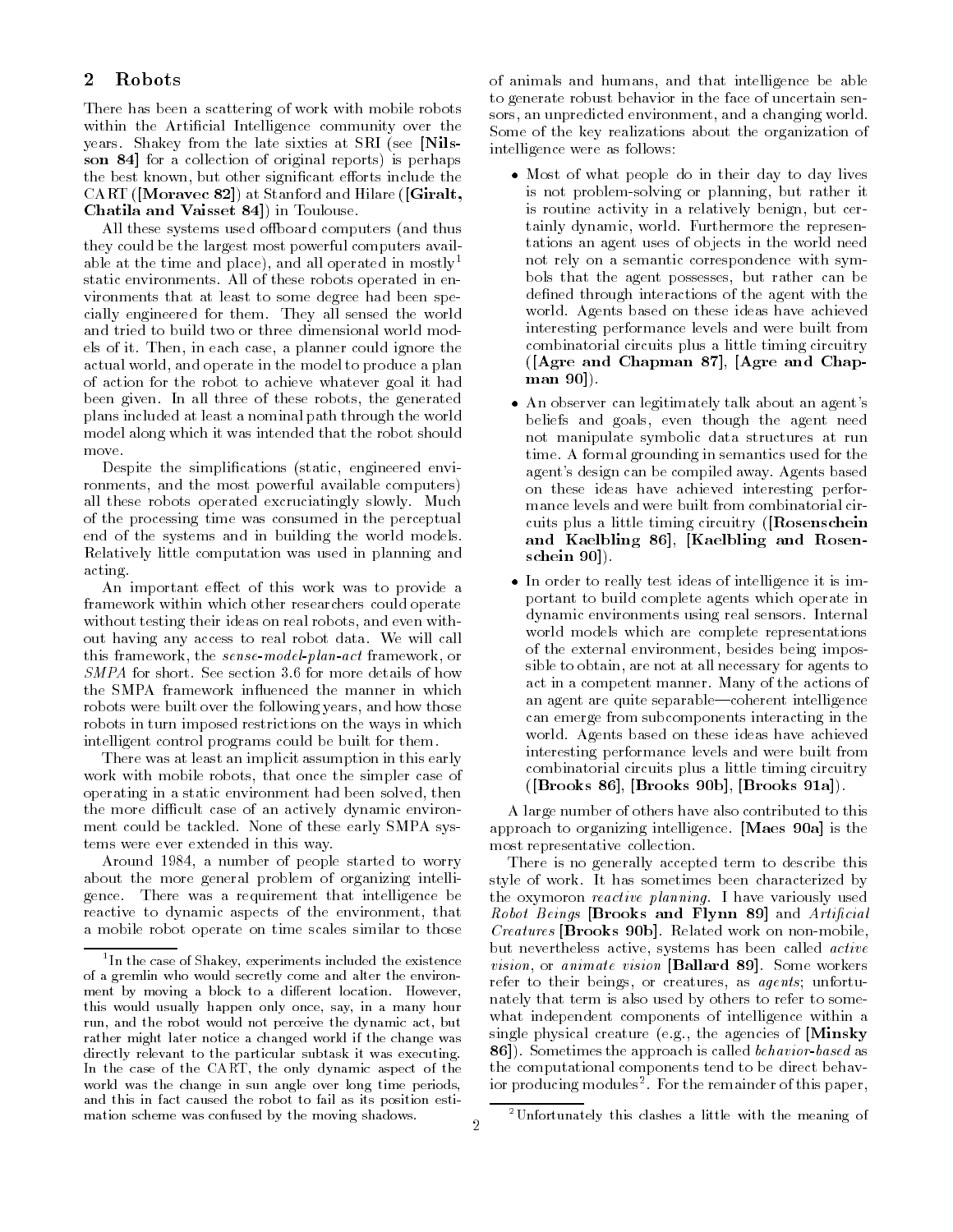## 2 Robots

There has been a scattering of work with mobile robots within the Artificial Intelligence community over the years. Shakey from the late sixties at SRI (see **[Nilsson 84]** for a collection of original reports) is perhaps the best known, but other significant efforts include the CART (**[Moravec 82]**) at Stanford and Hilare (**[Giralt, Chatila and Vaisset 84]**) in Toulouse.

All these systems used offboard computers (and thus they could be the largest most powerful computers available at the time and place), and all operated in mostly[1] static environments. All of these robots operated in environments that at least to some degree had been specially engineered for them. They all sensed the world and tried to build two or three dimensional world models of it. Then, in each case, a planner could ignore the actual world, and operate in the model to produce a plan of action for the robot to achieve whatever goal it had been given. In all three of these robots, the generated plans included at least a nominal path through the world model along which it was intended that the robot should move.

Despite the simplifications (static, engineered environments, and the most powerful available computers) all these robots operated excruciatingly slowly. Much of the processing time was consumed in the perceptual end of the systems and in building the world models. Relatively little computation was used in planning and acting.

An important effect of this work was to provide a framework within which other researchers could operate without testing their ideas on real robots, and even without having any access to real robot data. We will call this framework, the *sense-model-plan-act* framework, or *SMPA* for short. See section 3.6 for more details of how the SMPA framework influenced the manner in which robots were built over the following years, and how those robots in turn imposed restrictions on the ways in which intelligent control programs could be built for them.

There was at least an implicit assumption in this early work with mobile robots, that once the simpler case of operating in a static environment had been solved, then the more difficult case of an actively dynamic environment could be tackled. None of these early SMPA systems were ever extended in this way.

Around 1984, a number of people started to worry about the more general problem of organizing intelligence. There was a requirement that intelligence be reactive to dynamic aspects of the environment, that a mobile robot operate on time scales similar to those of animals and humans, and that intelligence be able to generate robust behavior in the face of uncertain sensors, an unpredicted environment, and a changing world. Some of the key realizations about the organization of intelligence were as follows:

- Most of what people do in their day to day lives is not problem-solving or planning, but rather it is routine activity in a relatively benign, but certainly dynamic, world. Furthermore the representations an agent uses of objects in the world need not rely on a semantic correspondence with symbols that the agent possesses, but rather can be defined through interactions of the agent with the world. Agents based on these ideas have achieved interesting performance levels and were built from combinatorial circuits plus a little timing circuitry (**[Agre and Chapman 87]**, **[Agre and Chapman 90]**).
- An observer can legitimately talk about an agent's beliefs and goals, even though the agent need not manipulate symbolic data structures at run time. A formal grounding in semantics used for the agent's design can be compiled away. Agents based on these ideas have achieved interesting performance levels and were built from combinatorial circuits plus a little timing circuitry (**[Rosenschein and Kaelbling 86]**, **[Kaelbling and Rosenschein 90]**).
- In order to really test ideas of intelligence it is important to build complete agents which operate in dynamic environments using real sensors. Internal world models which are complete representations of the external environment, besides being impossible to obtain, are not at all necessary for agents to act in a competent manner. Many of the actions of an agent are quite separable—coherent intelligence can emerge from subcomponents interacting in the world. Agents based on these ideas have achieved interesting performance levels and were built from combinatorial circuits plus a little timing circuitry (**[Brooks 86]**, **[Brooks 90b]**, **[Brooks 91a]**).

A large number of others have also contributed to this approach to organizing intelligence. **[Maes 90a]** is the most representative collection.

There is no generally accepted term to describe this style of work. It has sometimes been characterized by the oxymoron *reactive planning*. I have variously used *Robot Beings* **[Brooks and Flynn 89]** and *Artificial Creatures* **[Brooks 90b]**. Related work on non-mobile, but nevertheless active, systems has been called *active vision*, or *animate vision* **[Ballard 89]**. Some workers refer to their beings, or creatures, as *agents*; unfortunately that term is also used by others to refer to somewhat independent components of intelligence within a single physical creature (e.g., the agencies of **[Minsky 86]**). Sometimes the approach is called *behavior-based* as the computational components tend to be direct behavior producing modules[2]. For the remainder of this paper,

[1] In the case of Shakey, experiments included the existence of a gremlin who would secretly come and alter the environment by moving a block to a different location. However, this would usually happen only once, say, in a many hour run, and the robot would not perceive the dynamic act, but rather might later notice a changed world if the change was directly relevant to the particular subtask it was executing. In the case of the CART, the only dynamic aspect of the world was the change in sun angle over long time periods, and this in fact caused the robot to fail as its position estimation scheme was confused by the moving shadows.

[2] Unfortunately this clashes a little with the meaning of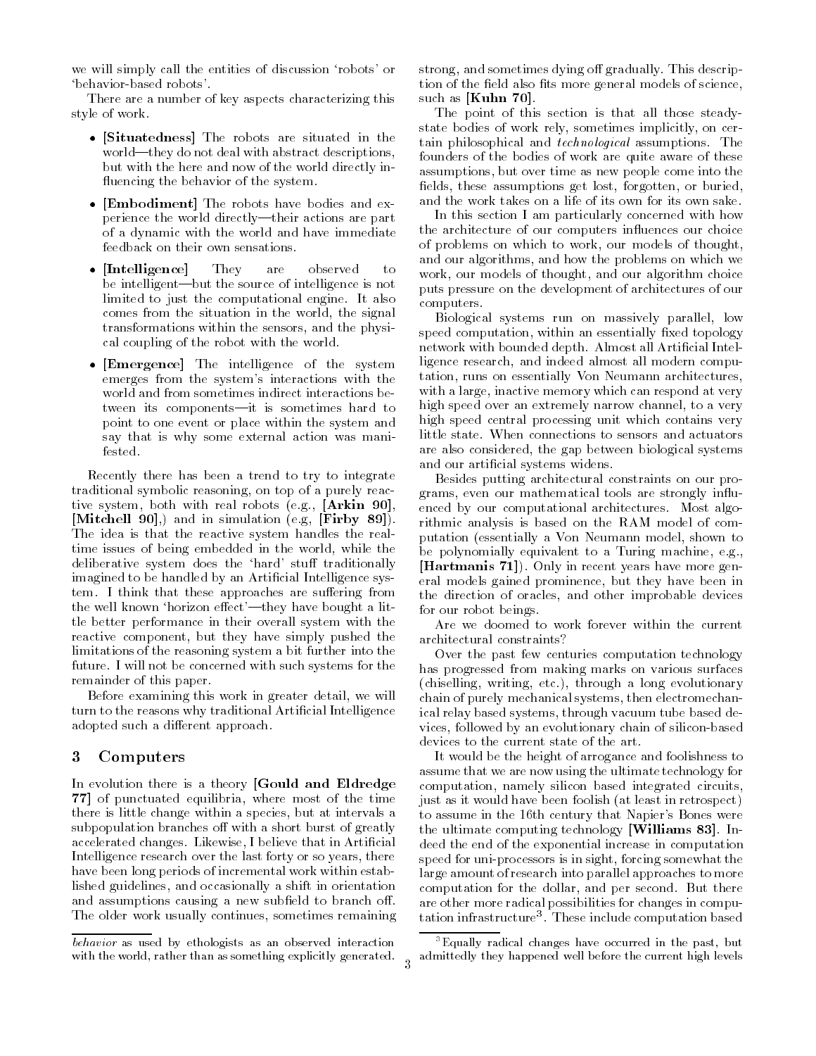we will simply call the entities of discussion 'robots' or 'behavior-based robots'.

There are a number of key aspects characterizing this style of work.

- **[Situatedness]** The robots are situated in the world—they do not deal with abstract descriptions, but with the here and now of the world directly influencing the behavior of the system.
- **[Embodiment]** The robots have bodies and experience the world directly—their actions are part of a dynamic with the world and have immediate feedback on their own sensations.
- **[Intelligence]** They are observed to be intelligent—but the source of intelligence is not limited to just the computational engine. It also comes from the situation in the world, the signal transformations within the sensors, and the physical coupling of the robot with the world.
- **[Emergence]** The intelligence of the system emerges from the system's interactions with the world and from sometimes indirect interactions between its components—it is sometimes hard to point to one event or place within the system and say that is why some external action was manifested.

Recently there has been a trend to try to integrate traditional symbolic reasoning, on top of a purely reactive system, both with real robots (e.g., **[Arkin 90]**, **[Mitchell 90]**,) and in simulation (e.g, **[Firby 89]**). The idea is that the reactive system handles the real-time issues of being embedded in the world, while the deliberative system does the 'hard' stuff traditionally imagined to be handled by an Artificial Intelligence system. I think that these approaches are suffering from the well known 'horizon effect'—they have bought a little better performance in their overall system with the reactive component, but they have simply pushed the limitations of the reasoning system a bit further into the future. I will not be concerned with such systems for the remainder of this paper.

Before examining this work in greater detail, we will turn to the reasons why traditional Artificial Intelligence adopted such a different approach.

## 3 Computers

In evolution there is a theory **[Gould and Eldredge 77]** of punctuated equilibria, where most of the time there is little change within a species, but at intervals a subpopulation branches off with a short burst of greatly accelerated changes. Likewise, I believe that in Artificial Intelligence research over the last forty or so years, there have been long periods of incremental work within established guidelines, and occasionally a shift in orientation and assumptions causing a new subfield to branch off. The older work usually continues, sometimes remaining strong, and sometimes dying off gradually. This description of the field also fits more general models of science, such as **[Kuhn 70]**.

The point of this section is that all those steady-state bodies of work rely, sometimes implicitly, on certain philosophical and *technological* assumptions. The founders of the bodies of work are quite aware of these assumptions, but over time as new people come into the fields, these assumptions get lost, forgotten, or buried, and the work takes on a life of its own for its own sake.

In this section I am particularly concerned with how the architecture of our computers influences our choice of problems on which to work, our models of thought, and our algorithms, and how the problems on which we work, our models of thought, and our algorithm choice puts pressure on the development of architectures of our computers.

Biological systems run on massively parallel, low speed computation, within an essentially fixed topology network with bounded depth. Almost all Artificial Intelligence research, and indeed almost all modern computation, runs on essentially Von Neumann architectures, with a large, inactive memory which can respond at very high speed over an extremely narrow channel, to a very high speed central processing unit which contains very little state. When connections to sensors and actuators are also considered, the gap between biological systems and our artificial systems widens.

Besides putting architectural constraints on our programs, even our mathematical tools are strongly influenced by our computational architectures. Most algorithmic analysis is based on the RAM model of computation (essentially a Von Neumann model, shown to be polynomially equivalent to a Turing machine, e.g., **[Hartmanis 71]**). Only in recent years have more general models gained prominence, but they have been in the direction of oracles, and other improbable devices for our robot beings.

Are we doomed to work forever within the current architectural constraints?

Over the past few centuries computation technology has progressed from making marks on various surfaces (chiselling, writing, etc.), through a long evolutionary chain of purely mechanical systems, then electromechanical relay based systems, through vacuum tube based devices, followed by an evolutionary chain of silicon-based devices to the current state of the art.

It would be the height of arrogance and foolishness to assume that we are now using the ultimate technology for computation, namely silicon based integrated circuits, just as it would have been foolish (at least in retrospect) to assume in the 16th century that Napier's Bones were the ultimate computing technology **[Williams 83]**. Indeed the end of the exponential increase in computation speed for uni-processors is in sight, forcing somewhat the large amount of research into parallel approaches to more computation for the dollar, and per second. But there are other more radical possibilities for changes in computation infrastructure[3]. These include computation based

---

*behavior* as used by ethologists as an observed interaction with the world, rather than as something explicitly generated.

[3] Equally radical changes have occurred in the past, but admittedly they happened well before the current high levels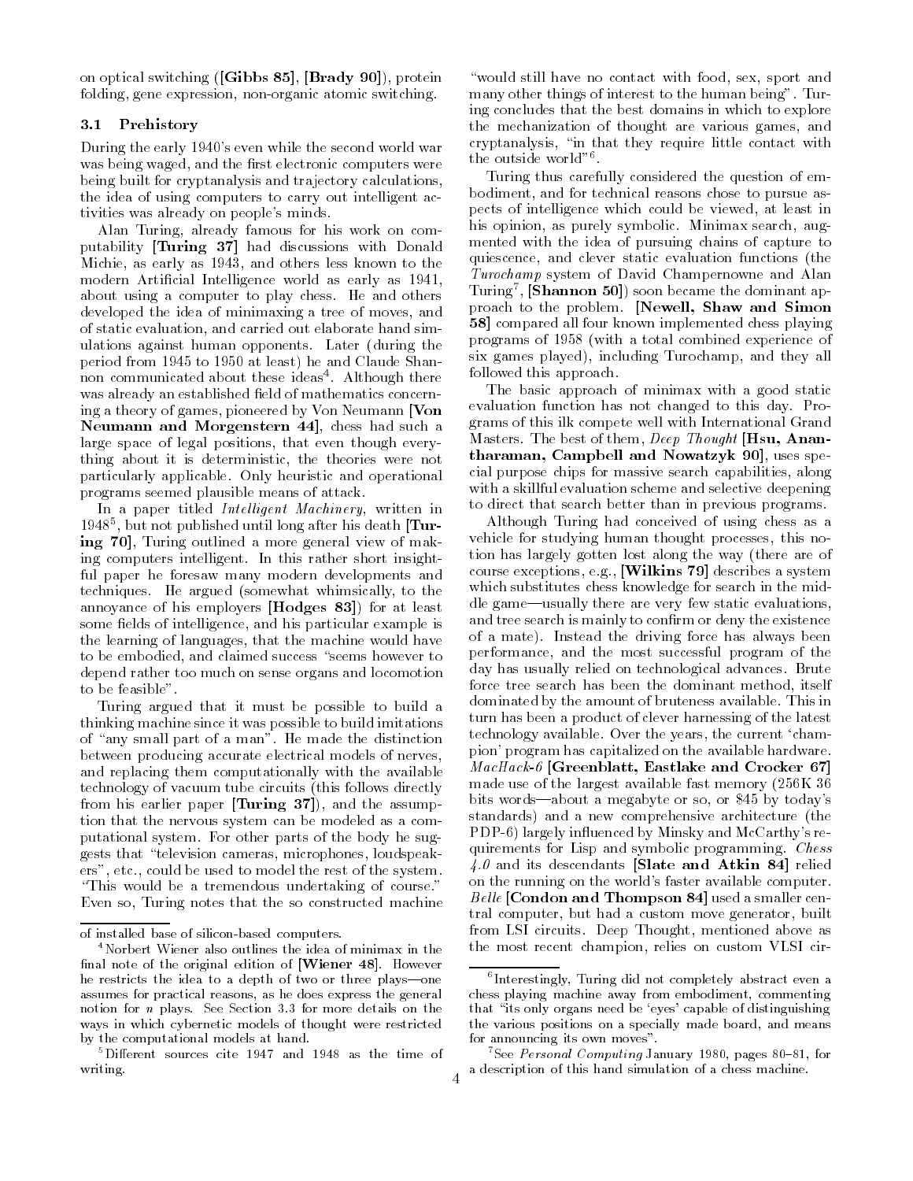on optical switching ([**Gibbs 85**], [**Brady 90**]), protein folding, gene expression, non-organic atomic switching.

### 3.1 Prehistory

During the early 1940's even while the second world war was being waged, and the first electronic computers were being built for cryptanalysis and trajectory calculations, the idea of using computers to carry out intelligent activities was already on people's minds.

Alan Turing, already famous for his work on computability [**Turing 37**] had discussions with Donald Michie, as early as 1943, and others less known to the modern Artificial Intelligence world as early as 1941, about using a computer to play chess. He and others developed the idea of minimaxing a tree of moves, and of static evaluation, and carried out elaborate hand simulations against human opponents. Later (during the period from 1945 to 1950 at least) he and Claude Shannon communicated about these ideas[4]. Although there was already an established field of mathematics concerning a theory of games, pioneered by Von Neumann [**Von Neumann and Morgenstern 44**], chess had such a large space of legal positions, that even though everything about it is deterministic, the theories were not particularly applicable. Only heuristic and operational programs seemed plausible means of attack.

In a paper titled *Intelligent Machinery*, written in 1948[5], but not published until long after his death [**Turing 70**], Turing outlined a more general view of making computers intelligent. In this rather short insightful paper he foresaw many modern developments and techniques. He argued (somewhat whimsically, to the annoyance of his employers [**Hodges 83**]) for at least some fields of intelligence, and his particular example is the learning of languages, that the machine would have to be embodied, and claimed success "seems however to depend rather too much on sense organs and locomotion to be feasible".

Turing argued that it must be possible to build a thinking machine since it was possible to build imitations of "any small part of a man". He made the distinction between producing accurate electrical models of nerves, and replacing them computationally with the available technology of vacuum tube circuits (this follows directly from his earlier paper [**Turing 37**]), and the assumption that the nervous system can be modeled as a computational system. For other parts of the body he suggests that "television cameras, microphones, loudspeakers", etc., could be used to model the rest of the system. "This would be a tremendous undertaking of course." Even so, Turing notes that the so constructed machine "would still have no contact with food, sex, sport and many other things of interest to the human being". Turing concludes that the best domains in which to explore the mechanization of thought are various games, and cryptanalysis, "in that they require little contact with the outside world"[6].

Turing thus carefully considered the question of embodiment, and for technical reasons chose to pursue aspects of intelligence which could be viewed, at least in his opinion, as purely symbolic. Minimax search, augmented with the idea of pursuing chains of capture to quiescence, and clever static evaluation functions (the *Turochamp* system of David Champernowne and Alan Turing[7], [**Shannon 50**]) soon became the dominant approach to the problem. [**Newell, Shaw and Simon 58**] compared all four known implemented chess playing programs of 1958 (with a total combined experience of six games played), including Turochamp, and they all followed this approach.

The basic approach of minimax with a good static evaluation function has not changed to this day. Programs of this ilk compete well with International Grand Masters. The best of them, *Deep Thought* [**Hsu, Anantharaman, Campbell and Nowatzyk 90**], uses special purpose chips for massive search capabilities, along with a skillful evaluation scheme and selective deepening to direct that search better than in previous programs.

Although Turing had conceived of using chess as a vehicle for studying human thought processes, this notion has largely gotten lost along the way (there are of course exceptions, e.g., [**Wilkins 79**] describes a system which substitutes chess knowledge for search in the middle game—usually there are very few static evaluations, and tree search is mainly to confirm or deny the existence of a mate). Instead the driving force has always been performance, and the most successful program of the day has usually relied on technological advances. Brute force tree search has been the dominant method, itself dominated by the amount of bruteness available. This in turn has been a product of clever harnessing of the latest technology available. Over the years, the current 'champion' program has capitalized on the available hardware. *MacHack-6* [**Greenblatt, Eastlake and Crocker 67**] made use of the largest available fast memory (256K 36 bits words—about a megabyte or so, or $45 by today's standards) and a new comprehensive architecture (the PDP-6) largely influenced by Minsky and McCarthy's requirements for Lisp and symbolic programming. *Chess 4.0* and its descendants [**Slate and Atkin 84**] relied on the running on the world's faster available computer. *Belle* [**Condon and Thompson 84**] used a smaller central computer, but had a custom move generator, built from LSI circuits. Deep Thought, mentioned above as the most recent champion, relies on custom VLSI cir-

---

of installed base of silicon-based computers.

[4] Norbert Wiener also outlines the idea of minimax in the final note of the original edition of [**Wiener 48**]. However he restricts the idea to a depth of two or three plays—one assumes for practical reasons, as he does express the general notion for $n$ plays. See Section 3.3 for more details on the ways in which cybernetic models of thought were restricted by the computational models at hand.

[5] Different sources cite 1947 and 1948 as the time of writing.

[6] Interestingly, Turing did not completely abstract even a chess playing machine away from embodiment, commenting that "its only organs need be 'eyes' capable of distinguishing the various positions on a specially made board, and means for announcing its own moves".

[7] See *Personal Computing* January 1980, pages 80–81, for a description of this hand simulation of a chess machine.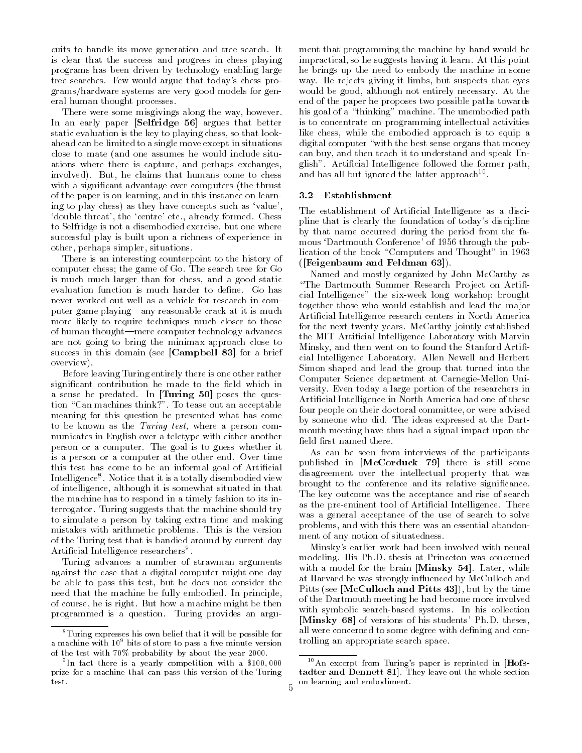cuits to handle its move generation and tree search. It is clear that the success and progress in chess playing programs has been driven by technology enabling large tree searches. Few would argue that today's chess programs/hardware systems are very good models for general human thought processes.

There were some misgivings along the way, however. In an early paper **[Selfridge 56]** argues that better static evaluation is the key to playing chess, so that look-ahead can be limited to a single move except in situations close to mate (and one assumes he would include situations where there is capture, and perhaps exchanges, involved). But, he claims that humans come to chess with a significant advantage over computers (the thrust of the paper is on learning, and in this instance on learning to play chess) as they have concepts such as 'value', 'double threat', the 'centre' etc., already formed. Chess to Selfridge is not a disembodied exercise, but one where successful play is built upon a richness of experience in other, perhaps simpler, situations.

There is an interesting counterpoint to the history of computer chess; the game of Go. The search tree for Go is much much larger than for chess, and a good static evaluation function is much harder to define. Go has never worked out well as a vehicle for research in computer game playing—any reasonable crack at it is much more likely to require techniques much closer to those of human thought—mere computer technology advances are not going to bring the minimax approach close to success in this domain (see **[Campbell 83]** for a brief overview).

Before leaving Turing entirely there is one other rather significant contribution he made to the field which in a sense he predated. In **[Turing 50]** poses the question "Can machines think?". To tease out an acceptable meaning for this question he presented what has come to be known as the *Turing test*, where a person communicates in English over a teletype with either another person or a computer. The goal is to guess whether it is a person or a computer at the other end. Over time this test has come to be an informal goal of Artificial Intelligence[8]. Notice that it is a totally disembodied view of intelligence, although it is somewhat situated in that the machine has to respond in a timely fashion to its interrogator. Turing suggests that the machine should try to simulate a person by taking extra time and making mistakes with arithmetic problems. This is the version of the Turing test that is bandied around by current day Artificial Intelligence researchers[9].

Turing advances a number of strawman arguments against the case that a digital computer might one day be able to pass this test, but he does not consider the need that the machine be fully embodied. In principle, of course, he is right. But how a machine might be then programmed is a question. Turing provides an argument that programming the machine by hand would be impractical, so he suggests having it learn. At this point he brings up the need to embody the machine in some way. He rejects giving it limbs, but suspects that eyes would be good, although not entirely necessary. At the end of the paper he proposes two possible paths towards his goal of a "thinking" machine. The unembodied path is to concentrate on programming intellectual activities like chess, while the embodied approach is to equip a digital computer "with the best sense organs that money can buy, and then teach it to understand and speak English". Artificial Intelligence followed the former path, and has all but ignored the latter approach[10].

### 3.2 Establishment

The establishment of Artificial Intelligence as a discipline that is clearly the foundation of today's discipline by that name occurred during the period from the famous 'Dartmouth Conference' of 1956 through the publication of the book "Computers and Thought" in 1963 (**[Feigenbaum and Feldman 63]**).

Named and mostly organized by John McCarthy as "The Dartmouth Summer Research Project on Artificial Intelligence" the six-week long workshop brought together those who would establish and lead the major Artificial Intelligence research centers in North America for the next twenty years. McCarthy jointly established the MIT Artificial Intelligence Laboratory with Marvin Minsky, and then went on to found the Stanford Artificial Intelligence Laboratory. Allen Newell and Herbert Simon shaped and lead the group that turned into the Computer Science department at Carnegie-Mellon University. Even today a large portion of the researchers in Artificial Intelligence in North America had one of these four people on their doctoral committee, or were advised by someone who did. The ideas expressed at the Dartmouth meeting have thus had a signal impact upon the field first named there.

As can be seen from interviews of the participants published in **[McCorduck 79]** there is still some disagreement over the intellectual property that was brought to the conference and its relative significance. The key outcome was the acceptance and rise of search as the pre-eminent tool of Artificial Intelligence. There was a general acceptance of the use of search to solve problems, and with this there was an essential abandonment of any notion of situatedness.

Minsky's earlier work had been involved with neural modeling. His Ph.D. thesis at Princeton was concerned with a model for the brain **[Minsky 54]**. Later, while at Harvard he was strongly influenced by McCulloch and Pitts (see **[McCulloch and Pitts 43]**), but by the time of the Dartmouth meeting he had become more involved with symbolic search-based systems. In his collection **[Minsky 68]** of versions of his students' Ph.D. theses, all were concerned to some degree with defining and controlling an appropriate search space.

---

[8] Turing expresses his own belief that it will be possible for a machine with $10^9$ bits of store to pass a five minute version of the test with 70% probability by about the year 2000.

[9] In fact there is a yearly competition with a \$100,000 prize for a machine that can pass this version of the Turing test.

[10] An excerpt from Turing's paper is reprinted in **[Hofstadter and Dennett 81]**. They leave out the whole section on learning and embodiment.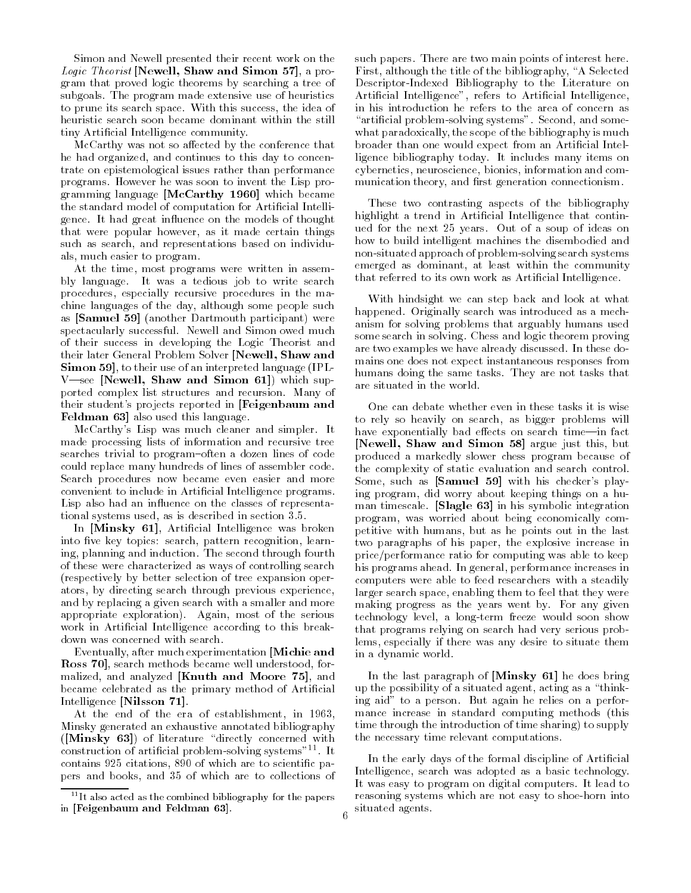Simon and Newell presented their recent work on the *Logic Theorist* **[Newell, Shaw and Simon 57]**, a program that proved logic theorems by searching a tree of subgoals. The program made extensive use of heuristics to prune its search space. With this success, the idea of heuristic search soon became dominant within the still tiny Artificial Intelligence community.

McCarthy was not so affected by the conference that he had organized, and continues to this day to concentrate on epistemological issues rather than performance programs. However he was soon to invent the Lisp programming language **[McCarthy 1960]** which became the standard model of computation for Artificial Intelligence. It had great influence on the models of thought that were popular however, as it made certain things such as search, and representations based on individuals, much easier to program.

At the time, most programs were written in assembly language. It was a tedious job to write search procedures, especially recursive procedures in the machine languages of the day, although some people such as **[Samuel 59]** (another Dartmouth participant) were spectacularly successful. Newell and Simon owed much of their success in developing the Logic Theorist and their later General Problem Solver **[Newell, Shaw and Simon 59]**, to their use of an interpreted language (IPL-V—see **[Newell, Shaw and Simon 61]**) which supported complex list structures and recursion. Many of their student's projects reported in **[Feigenbaum and Feldman 63]** also used this language.

McCarthy's Lisp was much cleaner and simpler. It made processing lists of information and recursive tree searches trivial to program–often a dozen lines of code could replace many hundreds of lines of assembler code. Search procedures now became even easier and more convenient to include in Artificial Intelligence programs. Lisp also had an influence on the classes of representational systems used, as is described in section 3.5.

In **[Minsky 61]**, Artificial Intelligence was broken into five key topics: search, pattern recognition, learning, planning and induction. The second through fourth of these were characterized as ways of controlling search (respectively by better selection of tree expansion operators, by directing search through previous experience, and by replacing a given search with a smaller and more appropriate exploration). Again, most of the serious work in Artificial Intelligence according to this breakdown was concerned with search.

Eventually, after much experimentation **[Michie and Ross 70]**, search methods became well understood, formalized, and analyzed **[Knuth and Moore 75]**, and became celebrated as the primary method of Artificial Intelligence **[Nilsson 71]**.

At the end of the era of establishment, in 1963, Minsky generated an exhaustive annotated bibliography (**[Minsky 63]**) of literature "directly concerned with construction of artificial problem-solving systems"[11]. It contains 925 citations, 890 of which are to scientific papers and books, and 35 of which are to collections of such papers. There are two main points of interest here. First, although the title of the bibliography, "A Selected Descriptor-Indexed Bibliography to the Literature on Artificial Intelligence", refers to Artificial Intelligence, in his introduction he refers to the area of concern as "artificial problem-solving systems". Second, and somewhat paradoxically, the scope of the bibliography is much broader than one would expect from an Artificial Intelligence bibliography today. It includes many items on cybernetics, neuroscience, bionics, information and communication theory, and first generation connectionism.

These two contrasting aspects of the bibliography highlight a trend in Artificial Intelligence that continued for the next 25 years. Out of a soup of ideas on how to build intelligent machines the disembodied and non-situated approach of problem-solving search systems emerged as dominant, at least within the community that referred to its own work as Artificial Intelligence.

With hindsight we can step back and look at what happened. Originally search was introduced as a mechanism for solving problems that arguably humans used some search in solving. Chess and logic theorem proving are two examples we have already discussed. In these domains one does not expect instantaneous responses from humans doing the same tasks. They are not tasks that are situated in the world.

One can debate whether even in these tasks it is wise to rely so heavily on search, as bigger problems will have exponentially bad effects on search time—in fact **[Newell, Shaw and Simon 58]** argue just this, but produced a markedly slower chess program because of the complexity of static evaluation and search control. Some, such as **[Samuel 59]** with his checker's playing program, did worry about keeping things on a human timescale. **[Slagle 63]** in his symbolic integration program, was worried about being economically competitive with humans, but as he points out in the last two paragraphs of his paper, the explosive increase in price/performance ratio for computing was able to keep his programs ahead. In general, performance increases in computers were able to feed researchers with a steadily larger search space, enabling them to feel that they were making progress as the years went by. For any given technology level, a long-term freeze would soon show that programs relying on search had very serious problems, especially if there was any desire to situate them in a dynamic world.

In the last paragraph of **[Minsky 61]** he does bring up the possibility of a situated agent, acting as a "thinking aid" to a person. But again he relies on a performance increase in standard computing methods (this time through the introduction of time sharing) to supply the necessary time relevant computations.

In the early days of the formal discipline of Artificial Intelligence, search was adopted as a basic technology. It was easy to program on digital computers. It lead to reasoning systems which are not easy to shoe-horn into situated agents.

[11] It also acted as the combined bibliography for the papers in **[Feigenbaum and Feldman 63]**.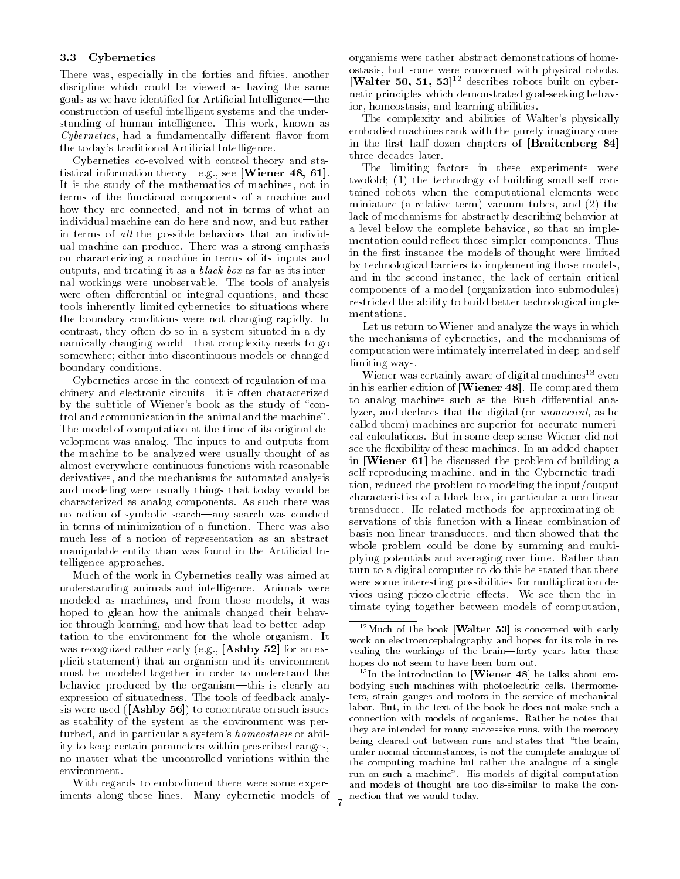### 3.3 Cybernetics

There was, especially in the forties and fifties, another discipline which could be viewed as having the same goals as we have identified for Artificial Intelligence—the construction of useful intelligent systems and the understanding of human intelligence. This work, known as *Cybernetics*, had a fundamentally different flavor from the today's traditional Artificial Intelligence.

Cybernetics co-evolved with control theory and statistical information theory—e.g., see **[Wiener 48, 61]**. It is the study of the mathematics of machines, not in terms of the functional components of a machine and how they are connected, and not in terms of what an individual machine can do here and now, and but rather in terms of *all* the possible behaviors that an individual machine can produce. There was a strong emphasis on characterizing a machine in terms of its inputs and outputs, and treating it as a *black box* as far as its internal workings were unobservable. The tools of analysis were often differential or integral equations, and these tools inherently limited cybernetics to situations where the boundary conditions were not changing rapidly. In contrast, they often do so in a system situated in a dynamically changing world—that complexity needs to go somewhere; either into discontinuous models or changed boundary conditions.

Cybernetics arose in the context of regulation of machinery and electronic circuits—it is often characterized by the subtitle of Wiener's book as the study of "control and communication in the animal and the machine". The model of computation at the time of its original development was analog. The inputs to and outputs from the machine to be analyzed were usually thought of as almost everywhere continuous functions with reasonable derivatives, and the mechanisms for automated analysis and modeling were usually things that today would be characterized as analog components. As such there was no notion of symbolic search—any search was couched in terms of minimization of a function. There was also much less of a notion of representation as an abstract manipulable entity than was found in the Artificial Intelligence approaches.

Much of the work in Cybernetics really was aimed at understanding animals and intelligence. Animals were modeled as machines, and from those models, it was hoped to glean how the animals changed their behavior through learning, and how that lead to better adaptation to the environment for the whole organism. It was recognized rather early (e.g., **[Ashby 52]** for an explicit statement) that an organism and its environment must be modeled together in order to understand the behavior produced by the organism—this is clearly an expression of situatedness. The tools of feedback analysis were used (**[Ashby 56]**) to concentrate on such issues as stability of the system as the environment was perturbed, and in particular a system's *homeostasis* or ability to keep certain parameters within prescribed ranges, no matter what the uncontrolled variations within the environment.

With regards to embodiment there were some experiments along these lines. Many cybernetic models of organisms were rather abstract demonstrations of homeostasis, but some were concerned with physical robots. **[Walter 50, 51, 53]**[12] describes robots built on cybernetic principles which demonstrated goal-seeking behavior, homeostasis, and learning abilities.

The complexity and abilities of Walter's physically embodied machines rank with the purely imaginary ones in the first half dozen chapters of **[Braitenberg 84]** three decades later.

The limiting factors in these experiments were twofold; (1) the technology of building small self contained robots when the computational elements were miniature (a relative term) vacuum tubes, and (2) the lack of mechanisms for abstractly describing behavior at a level below the complete behavior, so that an implementation could reflect those simpler components. Thus in the first instance the models of thought were limited by technological barriers to implementing those models, and in the second instance, the lack of certain critical components of a model (organization into submodules) restricted the ability to build better technological implementations.

Let us return to Wiener and analyze the ways in which the mechanisms of cybernetics, and the mechanisms of computation were intimately interrelated in deep and self limiting ways.

Wiener was certainly aware of digital machines[13] even in his earlier edition of **[Wiener 48]**. He compared them to analog machines such as the Bush differential analyzer, and declares that the digital (or *numerical*, as he called them) machines are superior for accurate numerical calculations. But in some deep sense Wiener did not see the flexibility of these machines. In an added chapter in **[Wiener 61]** he discussed the problem of building a self reproducing machine, and in the Cybernetic tradition, reduced the problem to modeling the input/output characteristics of a black box, in particular a non-linear transducer. He related methods for approximating observations of this function with a linear combination of basis non-linear transducers, and then showed that the whole problem could be done by summing and multiplying potentials and averaging over time. Rather than turn to a digital computer to do this he stated that there were some interesting possibilities for multiplication devices using piezo-electric effects. We see then the intimate tying together between models of computation,

[12] Much of the book **[Walter 53]** is concerned with early work on electroencephalography and hopes for its role in revealing the workings of the brain—forty years later these hopes do not seem to have been born out.

[13] In the introduction to **[Wiener 48]** he talks about embodying such machines with photoelectric cells, thermometers, strain gauges and motors in the service of mechanical labor. But, in the text of the book he does not make such a connection with models of organisms. Rather he notes that they are intended for many successive runs, with the memory being cleared out between runs and states that "the brain, under normal circumstances, is not the complete analogue of the computing machine but rather the analogue of a single run on such a machine". His models of digital computation and models of thought are too dis-similar to make the connection that we would today.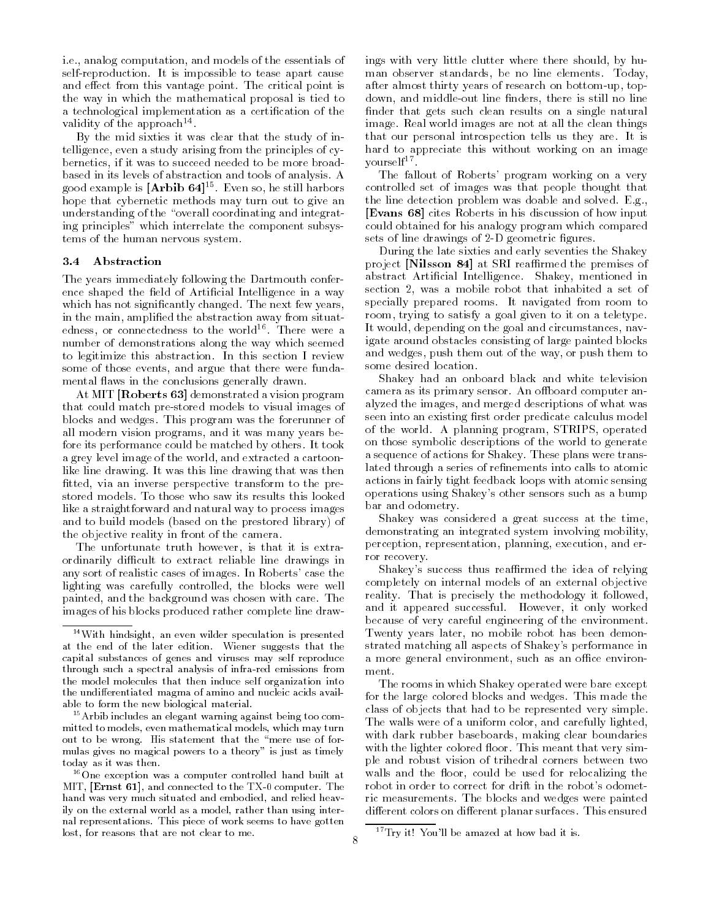i.e., analog computation, and models of the essentials of self-reproduction. It is impossible to tease apart cause and effect from this vantage point. The critical point is the way in which the mathematical proposal is tied to a technological implementation as a certification of the validity of the approach[14].

By the mid sixties it was clear that the study of intelligence, even a study arising from the principles of cybernetics, if it was to succeed needed to be more broad-based in its levels of abstraction and tools of analysis. A good example is **[Arbib 64]**[15]. Even so, he still harbors hope that cybernetic methods may turn out to give an understanding of the "overall coordinating and integrating principles" which interrelate the component subsystems of the human nervous system.

### 3.4 Abstraction

The years immediately following the Dartmouth conference shaped the field of Artificial Intelligence in a way which has not significantly changed. The next few years, in the main, amplified the abstraction away from situatedness, or connectedness to the world[16]. There were a number of demonstrations along the way which seemed to legitimize this abstraction. In this section I review some of those events, and argue that there were fundamental flaws in the conclusions generally drawn.

At MIT **[Roberts 63]** demonstrated a vision program that could match pre-stored models to visual images of blocks and wedges. This program was the forerunner of all modern vision programs, and it was many years before its performance could be matched by others. It took a grey level image of the world, and extracted a cartoon-like line drawing. It was this line drawing that was then fitted, via an inverse perspective transform to the pre-stored models. To those who saw its results this looked like a straightforward and natural way to process images and to build models (based on the prestored library) of the objective reality in front of the camera.

The unfortunate truth however, is that it is extraordinarily difficult to extract reliable line drawings in any sort of realistic cases of images. In Roberts' case the lighting was carefully controlled, the blocks were well painted, and the background was chosen with care. The images of his blocks produced rather complete line drawings with very little clutter where there should, by human observer standards, be no line elements. Today, after almost thirty years of research on bottom-up, top-down, and middle-out line finders, there is still no line finder that gets such clean results on a single natural image. Real world images are not at all the clean things that our personal introspection tells us they are. It is hard to appreciate this without working on an image yourself[17].

The fallout of Roberts' program working on a very controlled set of images was that people thought that the line detection problem was doable and solved. E.g., **[Evans 68]** cites Roberts in his discussion of how input could obtained for his analogy program which compared sets of line drawings of 2-D geometric figures.

During the late sixties and early seventies the Shakey project **[Nilsson 84]** at SRI reaffirmed the premises of abstract Artificial Intelligence. Shakey, mentioned in section 2, was a mobile robot that inhabited a set of specially prepared rooms. It navigated from room to room, trying to satisfy a goal given to it on a teletype. It would, depending on the goal and circumstances, navigate around obstacles consisting of large painted blocks and wedges, push them out of the way, or push them to some desired location.

Shakey had an onboard black and white television camera as its primary sensor. An offboard computer analyzed the images, and merged descriptions of what was seen into an existing first order predicate calculus model of the world. A planning program, STRIPS, operated on those symbolic descriptions of the world to generate a sequence of actions for Shakey. These plans were translated through a series of refinements into calls to atomic actions in fairly tight feedback loops with atomic sensing operations using Shakey's other sensors such as a bump bar and odometry.

Shakey was considered a great success at the time, demonstrating an integrated system involving mobility, perception, representation, planning, execution, and error recovery.

Shakey's success thus reaffirmed the idea of relying completely on internal models of an external objective reality. That is precisely the methodology it followed, and it appeared successful. However, it only worked because of very careful engineering of the environment. Twenty years later, no mobile robot has been demonstrated matching all aspects of Shakey's performance in a more general environment, such as an office environment.

The rooms in which Shakey operated were bare except for the large colored blocks and wedges. This made the class of objects that had to be represented very simple. The walls were of a uniform color, and carefully lighted, with dark rubber baseboards, making clear boundaries with the lighter colored floor. This meant that very simple and robust vision of trihedral corners between two walls and the floor, could be used for relocalizing the robot in order to correct for drift in the robot's odometric measurements. The blocks and wedges were painted different colors on different planar surfaces. This ensured

---

[14] With hindsight, an even wilder speculation is presented at the end of the later edition. Wiener suggests that the capital substances of genes and viruses may self reproduce through such a spectral analysis of infra-red emissions from the model molecules that then induce self organization into the undifferentiated magma of amino and nucleic acids available to form the new biological material.

[15] Arbib includes an elegant warning against being too committed to models, even mathematical models, which may turn out to be wrong. His statement that the "mere use of formulas gives no magical powers to a theory" is just as timely today as it was then.

[16] One exception was a computer controlled hand built at MIT, **[Ernst 61]**, and connected to the TX-0 computer. The hand was very much situated and embodied, and relied heavily on the external world as a model, rather than using internal representations. This piece of work seems to have gotten lost, for reasons that are not clear to me.

[17] Try it! You'll be amazed at how bad it is.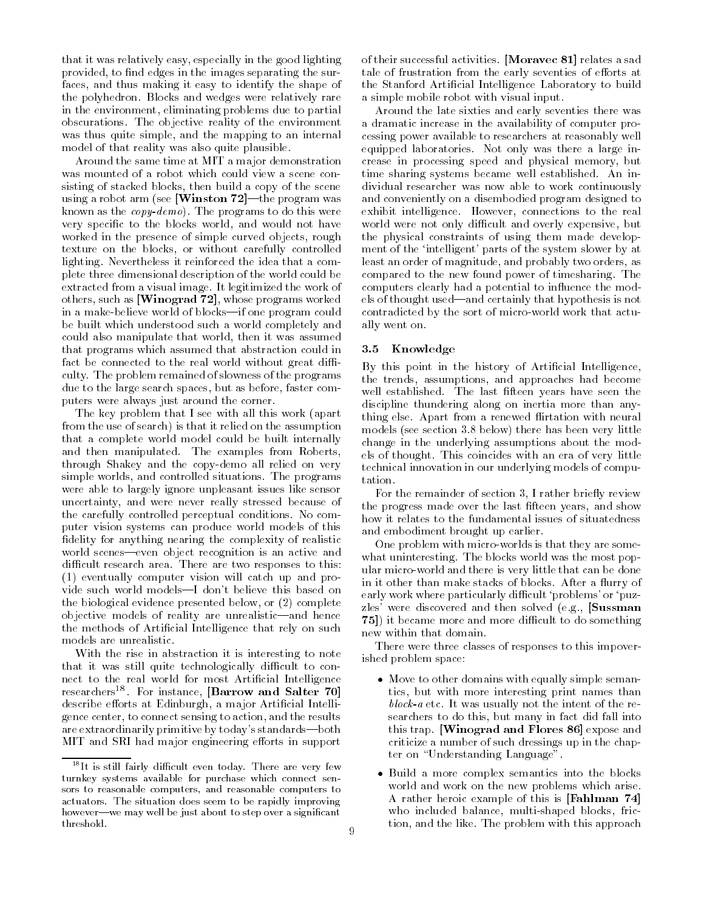that it was relatively easy, especially in the good lighting provided, to find edges in the images separating the surfaces, and thus making it easy to identify the shape of the polyhedron. Blocks and wedges were relatively rare in the environment, eliminating problems due to partial obscurations. The objective reality of the environment was thus quite simple, and the mapping to an internal model of that reality was also quite plausible.

Around the same time at MIT a major demonstration was mounted of a robot which could view a scene consisting of stacked blocks, then build a copy of the scene using a robot arm (see **[Winston 72]**—the program was known as the *copy-demo*). The programs to do this were very specific to the blocks world, and would not have worked in the presence of simple curved objects, rough texture on the blocks, or without carefully controlled lighting. Nevertheless it reinforced the idea that a complete three dimensional description of the world could be extracted from a visual image. It legitimized the work of others, such as **[Winograd 72]**, whose programs worked in a make-believe world of blocks—if one program could be built which understood such a world completely and could also manipulate that world, then it was assumed that programs which assumed that abstraction could in fact be connected to the real world without great difficulty. The problem remained of slowness of the programs due to the large search spaces, but as before, faster computers were always just around the corner.

The key problem that I see with all this work (apart from the use of search) is that it relied on the assumption that a complete world model could be built internally and then manipulated. The examples from Roberts, through Shakey and the copy-demo all relied on very simple worlds, and controlled situations. The programs were able to largely ignore unpleasant issues like sensor uncertainty, and were never really stressed because of the carefully controlled perceptual conditions. No computer vision systems can produce world models of this fidelity for anything nearing the complexity of realistic world scenes—even object recognition is an active and difficult research area. There are two responses to this: (1) eventually computer vision will catch up and provide such world models—I don't believe this based on the biological evidence presented below, or (2) complete objective models of reality are unrealistic—and hence the methods of Artificial Intelligence that rely on such models are unrealistic.

With the rise in abstraction it is interesting to note that it was still quite technologically difficult to connect to the real world for most Artificial Intelligence researchers[18]. For instance, **[Barrow and Salter 70]** describe efforts at Edinburgh, a major Artificial Intelligence center, to connect sensing to action, and the results are extraordinarily primitive by today's standards—both MIT and SRI had major engineering efforts in support of their successful activities. **[Moravec 81]** relates a sad tale of frustration from the early seventies of efforts at the Stanford Artificial Intelligence Laboratory to build a simple mobile robot with visual input.

Around the late sixties and early seventies there was a dramatic increase in the availability of computer processing power available to researchers at reasonably well equipped laboratories. Not only was there a large increase in processing speed and physical memory, but time sharing systems became well established. An individual researcher was now able to work continuously and conveniently on a disembodied program designed to exhibit intelligence. However, connections to the real world were not only difficult and overly expensive, but the physical constraints of using them made development of the 'intelligent' parts of the system slower by at least an order of magnitude, and probably two orders, as compared to the new found power of timesharing. The computers clearly had a potential to influence the models of thought used—and certainly that hypothesis is not contradicted by the sort of micro-world work that actually went on.

### 3.5 Knowledge

By this point in the history of Artificial Intelligence, the trends, assumptions, and approaches had become well established. The last fifteen years have seen the discipline thundering along on inertia more than anything else. Apart from a renewed flirtation with neural models (see section 3.8 below) there has been very little change in the underlying assumptions about the models of thought. This coincides with an era of very little technical innovation in our underlying models of computation.

For the remainder of section 3, I rather briefly review the progress made over the last fifteen years, and show how it relates to the fundamental issues of situatedness and embodiment brought up earlier.

One problem with micro-worlds is that they are somewhat uninteresting. The blocks world was the most popular micro-world and there is very little that can be done in it other than make stacks of blocks. After a flurry of early work where particularly difficult 'problems' or 'puzzles' were discovered and then solved (e.g., **[Sussman 75]**) it became more and more difficult to do something new within that domain.

There were three classes of responses to this impoverished problem space:

- Move to other domains with equally simple semantics, but with more interesting print names than *block-a* etc. It was usually not the intent of the researchers to do this, but many in fact did fall into this trap. **[Winograd and Flores 86]** expose and criticize a number of such dressings up in the chapter on "Understanding Language".
- Build a more complex semantics into the blocks world and work on the new problems which arise. A rather heroic example of this is **[Fahlman 74]** who included balance, multi-shaped blocks, friction, and the like. The problem with this approach

[18] It is still fairly difficult even today. There are very few turnkey systems available for purchase which connect sensors to reasonable computers, and reasonable computers to actuators. The situation does seem to be rapidly improving however—we may well be just about to step over a significant threshold.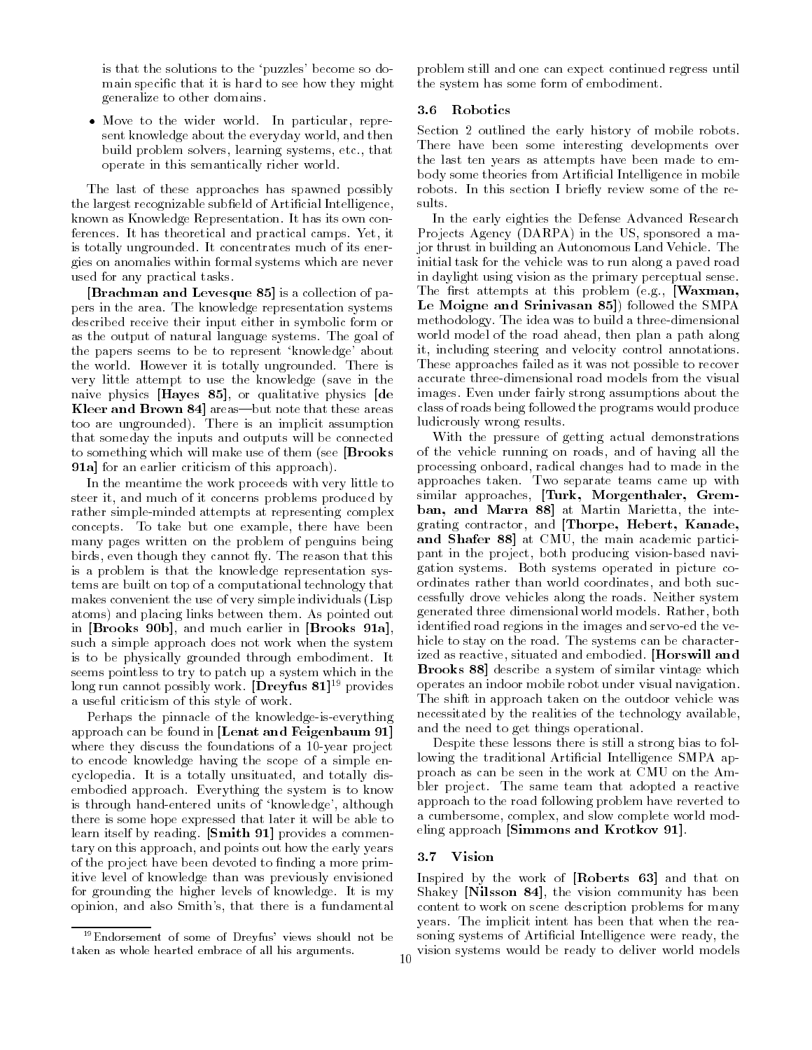is that the solutions to the 'puzzles' become so domain specific that it is hard to see how they might generalize to other domains.

- Move to the wider world. In particular, represent knowledge about the everyday world, and then build problem solvers, learning systems, etc., that operate in this semantically richer world.

The last of these approaches has spawned possibly the largest recognizable subfield of Artificial Intelligence, known as Knowledge Representation. It has its own conferences. It has theoretical and practical camps. Yet, it is totally ungrounded. It concentrates much of its energies on anomalies within formal systems which are never used for any practical tasks.

**[Brachman and Levesque 85]** is a collection of papers in the area. The knowledge representation systems described receive their input either in symbolic form or as the output of natural language systems. The goal of the papers seems to be to represent 'knowledge' about the world. However it is totally ungrounded. There is very little attempt to use the knowledge (save in the naive physics **[Hayes 85]**, or qualitative physics **[de Kleer and Brown 84]** areas—but note that these areas too are ungrounded). There is an implicit assumption that someday the inputs and outputs will be connected to something which will make use of them (see **[Brooks 91a]** for an earlier criticism of this approach).

In the meantime the work proceeds with very little to steer it, and much of it concerns problems produced by rather simple-minded attempts at representing complex concepts. To take but one example, there have been many pages written on the problem of penguins being birds, even though they cannot fly. The reason that this is a problem is that the knowledge representation systems are built on top of a computational technology that makes convenient the use of very simple individuals (Lisp atoms) and placing links between them. As pointed out in **[Brooks 90b]**, and much earlier in **[Brooks 91a]**, such a simple approach does not work when the system is to be physically grounded through embodiment. It seems pointless to try to patch up a system which in the long run cannot possibly work. **[Dreyfus 81]**[19] provides a useful criticism of this style of work.

Perhaps the pinnacle of the knowledge-is-everything approach can be found in **[Lenat and Feigenbaum 91]** where they discuss the foundations of a 10-year project to encode knowledge having the scope of a simple encyclopedia. It is a totally unsituated, and totally disembodied approach. Everything the system is to know is through hand-entered units of 'knowledge', although there is some hope expressed that later it will be able to learn itself by reading. **[Smith 91]** provides a commentary on this approach, and points out how the early years of the project have been devoted to finding a more primitive level of knowledge than was previously envisioned for grounding the higher levels of knowledge. It is my opinion, and also Smith's, that there is a fundamental problem still and one can expect continued regress until the system has some form of embodiment.

### 3.6 Robotics

Section 2 outlined the early history of mobile robots. There have been some interesting developments over the last ten years as attempts have been made to embody some theories from Artificial Intelligence in mobile robots. In this section I briefly review some of the results.

In the early eighties the Defense Advanced Research Projects Agency (DARPA) in the US, sponsored a major thrust in building an Autonomous Land Vehicle. The initial task for the vehicle was to run along a paved road in daylight using vision as the primary perceptual sense. The first attempts at this problem (e.g., **[Waxman, Le Moigne and Srinivasan 85]**) followed the SMPA methodology. The idea was to build a three-dimensional world model of the road ahead, then plan a path along it, including steering and velocity control annotations. These approaches failed as it was not possible to recover accurate three-dimensional road models from the visual images. Even under fairly strong assumptions about the class of roads being followed the programs would produce ludicrously wrong results.

With the pressure of getting actual demonstrations of the vehicle running on roads, and of having all the processing onboard, radical changes had to made in the approaches taken. Two separate teams came up with similar approaches, **[Turk, Morgenthaler, Gremban, and Marra 88]** at Martin Marietta, the integrating contractor, and **[Thorpe, Hebert, Kanade, and Shafer 88]** at CMU, the main academic participant in the project, both producing vision-based navigation systems. Both systems operated in picture coordinates rather than world coordinates, and both successfully drove vehicles along the roads. Neither system generated three dimensional world models. Rather, both identified road regions in the images and servo-ed the vehicle to stay on the road. The systems can be characterized as reactive, situated and embodied. **[Horswill and Brooks 88]** describe a system of similar vintage which operates an indoor mobile robot under visual navigation. The shift in approach taken on the outdoor vehicle was necessitated by the realities of the technology available, and the need to get things operational.

Despite these lessons there is still a strong bias to following the traditional Artificial Intelligence SMPA approach as can be seen in the work at CMU on the Ambler project. The same team that adopted a reactive approach to the road following problem have reverted to a cumbersome, complex, and slow complete world modeling approach **[Simmons and Krotkov 91]**.

### 3.7 Vision

Inspired by the work of **[Roberts 63]** and that on Shakey **[Nilsson 84]**, the vision community has been content to work on scene description problems for many years. The implicit intent has been that when the reasoning systems of Artificial Intelligence were ready, the vision systems would be ready to deliver world models

---

[19] Endorsement of some of Dreyfus' views should not be taken as whole hearted embrace of all his arguments.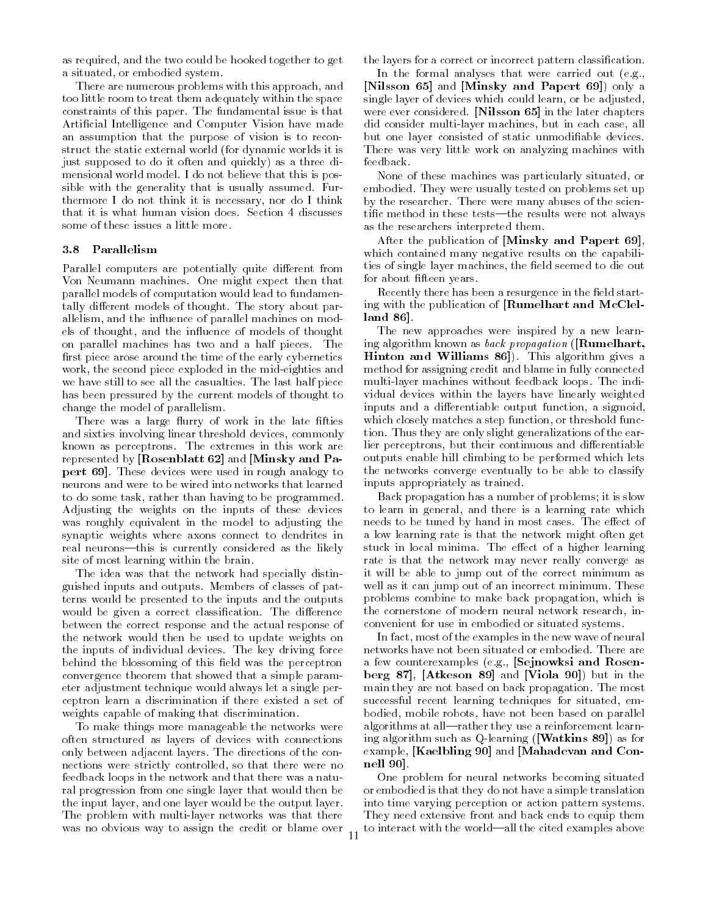as required, and the two could be hooked together to get a situated, or embodied system.

There are numerous problems with this approach, and too little room to treat them adequately within the space constraints of this paper. The fundamental issue is that Artificial Intelligence and Computer Vision have made an assumption that the purpose of vision is to reconstruct the static external world (for dynamic worlds it is just supposed to do it often and quickly) as a three dimensional world model. I do not believe that this is possible with the generality that is usually assumed. Furthermore I do not think it is necessary, nor do I think that it is what human vision does. Section 4 discusses some of these issues a little more.

### 3.8 Parallelism

Parallel computers are potentially quite different from Von Neumann machines. One might expect then that parallel models of computation would lead to fundamentally different models of thought. The story about parallelism, and the influence of parallel machines on models of thought, and the influence of models of thought on parallel machines has two and a half pieces. The first piece arose around the time of the early cybernetics work, the second piece exploded in the mid-eighties and we have still to see all the casualties. The last half piece has been pressured by the current models of thought to change the model of parallelism.

There was a large flurry of work in the late fifties and sixties involving linear threshold devices, commonly known as perceptrons. The extremes in this work are represented by **[Rosenblatt 62]** and **[Minsky and Papert 69]**. These devices were used in rough analogy to neurons and were to be wired into networks that learned to do some task, rather than having to be programmed. Adjusting the weights on the inputs of these devices was roughly equivalent in the model to adjusting the synaptic weights where axons connect to dendrites in real neurons—this is currently considered as the likely site of most learning within the brain.

The idea was that the network had specially distinguished inputs and outputs. Members of classes of patterns would be presented to the inputs and the outputs would be given a correct classification. The difference between the correct response and the actual response of the network would then be used to update weights on the inputs of individual devices. The key driving force behind the blossoming of this field was the perceptron convergence theorem that showed that a simple parameter adjustment technique would always let a single perceptron learn a discrimination if there existed a set of weights capable of making that discrimination.

To make things more manageable the networks were often structured as layers of devices with connections only between adjacent layers. The directions of the connections were strictly controlled, so that there were no feedback loops in the network and that there was a natural progression from one single layer that would then be the input layer, and one layer would be the output layer. The problem with multi-layer networks was that there was no obvious way to assign the credit or blame over the layers for a correct or incorrect pattern classification.

In the formal analyses that were carried out (e.g., **[Nilsson 65]** and **[Minsky and Papert 69]**) only a single layer of devices which could learn, or be adjusted, were ever considered. **[Nilsson 65]** in the later chapters did consider multi-layer machines, but in each case, all but one layer consisted of static unmodifiable devices. There was very little work on analyzing machines with feedback.

None of these machines was particularly situated, or embodied. They were usually tested on problems set up by the researcher. There were many abuses of the scientific method in these tests—the results were not always as the researchers interpreted them.

After the publication of **[Minsky and Papert 69]**, which contained many negative results on the capabilities of single layer machines, the field seemed to die out for about fifteen years.

Recently there has been a resurgence in the field starting with the publication of **[Rumelhart and McClelland 86]**.

The new approaches were inspired by a new learning algorithm known as *back propagation* (**[Rumelhart, Hinton and Williams 86]**). This algorithm gives a method for assigning credit and blame in fully connected multi-layer machines without feedback loops. The individual devices within the layers have linearly weighted inputs and a differentiable output function, a sigmoid, which closely matches a step function, or threshold function. Thus they are only slight generalizations of the earlier perceptrons, but their continuous and differentiable outputs enable hill climbing to be performed which lets the networks converge eventually to be able to classify inputs appropriately as trained.

Back propagation has a number of problems; it is slow to learn in general, and there is a learning rate which needs to be tuned by hand in most cases. The effect of a low learning rate is that the network might often get stuck in local minima. The effect of a higher learning rate is that the network may never really converge as it will be able to jump out of the correct minimum as well as it can jump out of an incorrect minimum. These problems combine to make back propagation, which is the cornerstone of modern neural network research, inconvenient for use in embodied or situated systems.

In fact, most of the examples in the new wave of neural networks have not been situated or embodied. There are a few counterexamples (e.g., **[Sejnowksi and Rosenberg 87]**, **[Atkeson 89]** and **[Viola 90]**) but in the main they are not based on back propagation. The most successful recent learning techniques for situated, embodied, mobile robots, have not been based on parallel algorithms at all—rather they use a reinforcement learning algorithm such as Q-learning (**[Watkins 89]**) as for example, **[Kaelbling 90]** and **[Mahadevan and Connell 90]**.

One problem for neural networks becoming situated or embodied is that they do not have a simple translation into time varying perception or action pattern systems. They need extensive front and back ends to equip them to interact with the world—all the cited examples above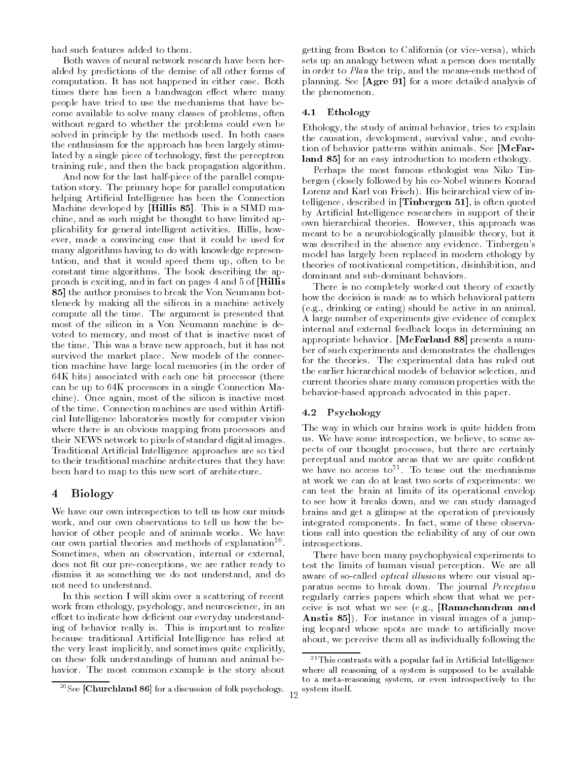had such features added to them.

Both waves of neural network research have been heralded by predictions of the demise of all other forms of computation. It has not happened in either case. Both times there has been a bandwagon effect where many people have tried to use the mechanisms that have become available to solve many classes of problems, often without regard to whether the problems could even be solved in principle by the methods used. In both cases the enthusiasm for the approach has been largely stimulated by a single piece of technology, first the perceptron training rule, and then the back propagation algorithm.

And now for the last half-piece of the parallel computation story. The primary hope for parallel computation helping Artificial Intelligence has been the Connection Machine developed by **[Hillis 85]**. This is a SIMD machine, and as such might be thought to have limited applicability for general intelligent activities. Hillis, however, made a convincing case that it could be used for many algorithms having to do with knowledge representation, and that it would speed them up, often to be constant time algorithms. The book describing the approach is exciting, and in fact on pages 4 and 5 of **[Hillis 85]** the author promises to break the Von Neumann bottleneck by making all the silicon in a machine actively compute all the time. The argument is presented that most of the silicon in a Von Neumann machine is devoted to memory, and most of that is inactive most of the time. This was a brave new approach, but it has not survived the market place. New models of the connection machine have large local memories (in the order of 64K bits) associated with each one bit processor (there can be up to 64K processors in a single Connection Machine). Once again, most of the silicon is inactive most of the time. Connection machines are used within Artificial Intelligence laboratories mostly for computer vision where there is an obvious mapping from processors and their NEWS network to pixels of standard digital images. Traditional Artificial Intelligence approaches are so tied to their traditional machine architectures that they have been hard to map to this new sort of architecture.

# 4 Biology

We have our own introspection to tell us how our minds work, and our own observations to tell us how the behavior of other people and of animals works. We have our own partial theories and methods of explanation[20]. Sometimes, when an observation, internal or external, does not fit our pre-conceptions, we are rather ready to dismiss it as something we do not understand, and do not need to understand.

In this section I will skim over a scattering of recent work from ethology, psychology, and neuroscience, in an effort to indicate how deficient our everyday understanding of behavior really is. This is important to realize because traditional Artificial Intelligence has relied at the very least implicitly, and sometimes quite explicitly, on these folk understandings of human and animal behavior. The most common example is the story about getting from Boston to California (or vice-versa), which sets up an analogy between what a person does mentally in order to *Plan* the trip, and the means-ends method of planning. See **[Agre 91]** for a more detailed analysis of the phenomenon.

## 4.1 Ethology

Ethology, the study of animal behavior, tries to explain the causation, development, survival value, and evolution of behavior patterns within animals. See **[McFarland 85]** for an easy introduction to modern ethology.

Perhaps the most famous ethologist was Niko Tinbergen (closely followed by his co-Nobel winners Konrad Lorenz and Karl von Frisch). His heirarchical view of intelligence, described in **[Tinbergen 51]**, is often quoted by Artificial Intelligence researchers in support of their own hierarchical theories. However, this approach was meant to be a neurobiologically plausible theory, but it was described in the absence any evidence. Tinbergen's model has largely been replaced in modern ethology by theories of motivational competition, disinhibition, and dominant and sub-dominant behaviors.

There is no completely worked out theory of exactly how the decision is made as to which behavioral pattern (e.g., drinking or eating) should be active in an animal. A large number of experiments give evidence of complex internal and external feedback loops in determining an appropriate behavior. **[McFarland 88]** presents a number of such experiments and demonstrates the challenges for the theories. The experimental data has ruled out the earlier hierarchical models of behavior selection, and current theories share many common properties with the behavior-based approach advocated in this paper.

## 4.2 Psychology

The way in which our brains work is quite hidden from us. We have some introspection, we believe, to some aspects of our thought processes, but there are certainly perceptual and motor areas that we are quite confident we have no access to[21]. To tease out the mechanisms at work we can do at least two sorts of experiments: we can test the brain at limits of its operational envelop to see how it breaks down, and we can study damaged brains and get a glimpse at the operation of previously integrated components. In fact, some of these observations call into question the reliability of any of our own introspections.

There have been many psychophysical experiments to test the limits of human visual perception. We are all aware of so-called *optical illusions* where our visual apparatus seems to break down. The journal *Perception* regularly carries papers which show that what we perceive is not what we see (e.g., **[Ramachandran and Anstis 85]**). For instance in visual images of a jumping leopard whose spots are made to artificially move about, we perceive them all as individually following the

[20] See **[Churchland 86]** for a discussion of folk psychology.

[21] This contrasts with a popular fad in Artificial Intelligence where all reasoning of a system is supposed to be available to a meta-reasoning system, or even introspectively to the system itself.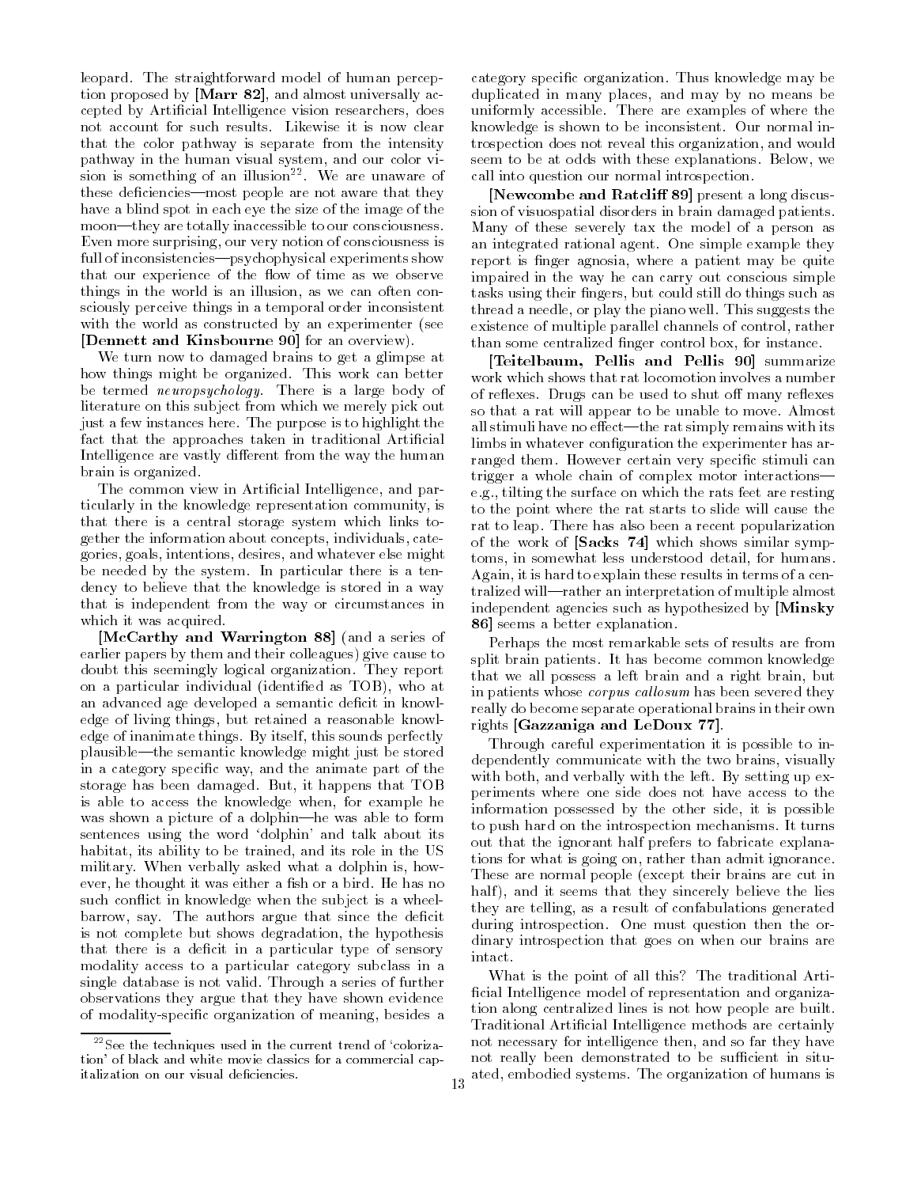leopard. The straightforward model of human perception proposed by **[Marr 82]**, and almost universally accepted by Artificial Intelligence vision researchers, does not account for such results. Likewise it is now clear that the color pathway is separate from the intensity pathway in the human visual system, and our color vision is something of an illusion[22]. We are unaware of these deficiencies—most people are not aware that they have a blind spot in each eye the size of the image of the moon—they are totally inaccessible to our consciousness. Even more surprising, our very notion of consciousness is full of inconsistencies—psychophysical experiments show that our experience of the flow of time as we observe things in the world is an illusion, as we can often consciously perceive things in a temporal order inconsistent with the world as constructed by an experimenter (see **[Dennett and Kinsbourne 90]** for an overview).

We turn now to damaged brains to get a glimpse at how things might be organized. This work can better be termed *neuropsychology*. There is a large body of literature on this subject from which we merely pick out just a few instances here. The purpose is to highlight the fact that the approaches taken in traditional Artificial Intelligence are vastly different from the way the human brain is organized.

The common view in Artificial Intelligence, and particularly in the knowledge representation community, is that there is a central storage system which links together the information about concepts, individuals, categories, goals, intentions, desires, and whatever else might be needed by the system. In particular there is a tendency to believe that the knowledge is stored in a way that is independent from the way or circumstances in which it was acquired.

**[McCarthy and Warrington 88]** (and a series of earlier papers by them and their colleagues) give cause to doubt this seemingly logical organization. They report on a particular individual (identified as TOB), who at an advanced age developed a semantic deficit in knowledge of living things, but retained a reasonable knowledge of inanimate things. By itself, this sounds perfectly plausible—the semantic knowledge might just be stored in a category specific way, and the animate part of the storage has been damaged. But, it happens that TOB is able to access the knowledge when, for example he was shown a picture of a dolphin—he was able to form sentences using the word 'dolphin' and talk about its habitat, its ability to be trained, and its role in the US military. When verbally asked what a dolphin is, however, he thought it was either a fish or a bird. He has no such conflict in knowledge when the subject is a wheelbarrow, say. The authors argue that since the deficit is not complete but shows degradation, the hypothesis that there is a deficit in a particular type of sensory modality access to a particular category subclass in a single database is not valid. Through a series of further observations they argue that they have shown evidence of modality-specific organization of meaning, besides a category specific organization. Thus knowledge may be duplicated in many places, and may by no means be uniformly accessible. There are examples of where the knowledge is shown to be inconsistent. Our normal introspection does not reveal this organization, and would seem to be at odds with these explanations. Below, we call into question our normal introspection.

**[Newcombe and Ratcliff 89]** present a long discussion of visuospatial disorders in brain damaged patients. Many of these severely tax the model of a person as an integrated rational agent. One simple example they report is finger agnosia, where a patient may be quite impaired in the way he can carry out conscious simple tasks using their fingers, but could still do things such as thread a needle, or play the piano well. This suggests the existence of multiple parallel channels of control, rather than some centralized finger control box, for instance.

**[Teitelbaum, Pellis and Pellis 90]** summarize work which shows that rat locomotion involves a number of reflexes. Drugs can be used to shut off many reflexes so that a rat will appear to be unable to move. Almost all stimuli have no effect—the rat simply remains with its limbs in whatever configuration the experimenter has arranged them. However certain very specific stimuli can trigger a whole chain of complex motor interactions—e.g., tilting the surface on which the rats feet are resting to the point where the rat starts to slide will cause the rat to leap. There has also been a recent popularization of the work of **[Sacks 74]** which shows similar symptoms, in somewhat less understood detail, for humans. Again, it is hard to explain these results in terms of a centralized will—rather an interpretation of multiple almost independent agencies such as hypothesized by **[Minsky 86]** seems a better explanation.

Perhaps the most remarkable sets of results are from split brain patients. It has become common knowledge that we all possess a left brain and a right brain, but in patients whose *corpus callosum* has been severed they really do become separate operational brains in their own rights **[Gazzaniga and LeDoux 77]**.

Through careful experimentation it is possible to independently communicate with the two brains, visually with both, and verbally with the left. By setting up experiments where one side does not have access to the information possessed by the other side, it is possible to push hard on the introspection mechanisms. It turns out that the ignorant half prefers to fabricate explanations for what is going on, rather than admit ignorance. These are normal people (except their brains are cut in half), and it seems that they sincerely believe the lies they are telling, as a result of confabulations generated during introspection. One must question then the ordinary introspection that goes on when our brains are intact.

What is the point of all this? The traditional Artificial Intelligence model of representation and organization along centralized lines is not how people are built. Traditional Artificial Intelligence methods are certainly not necessary for intelligence then, and so far they have not really been demonstrated to be sufficient in situated, embodied systems. The organization of humans is

[22] See the techniques used in the current trend of 'colorization' of black and white movie classics for a commercial capitalization on our visual deficiencies.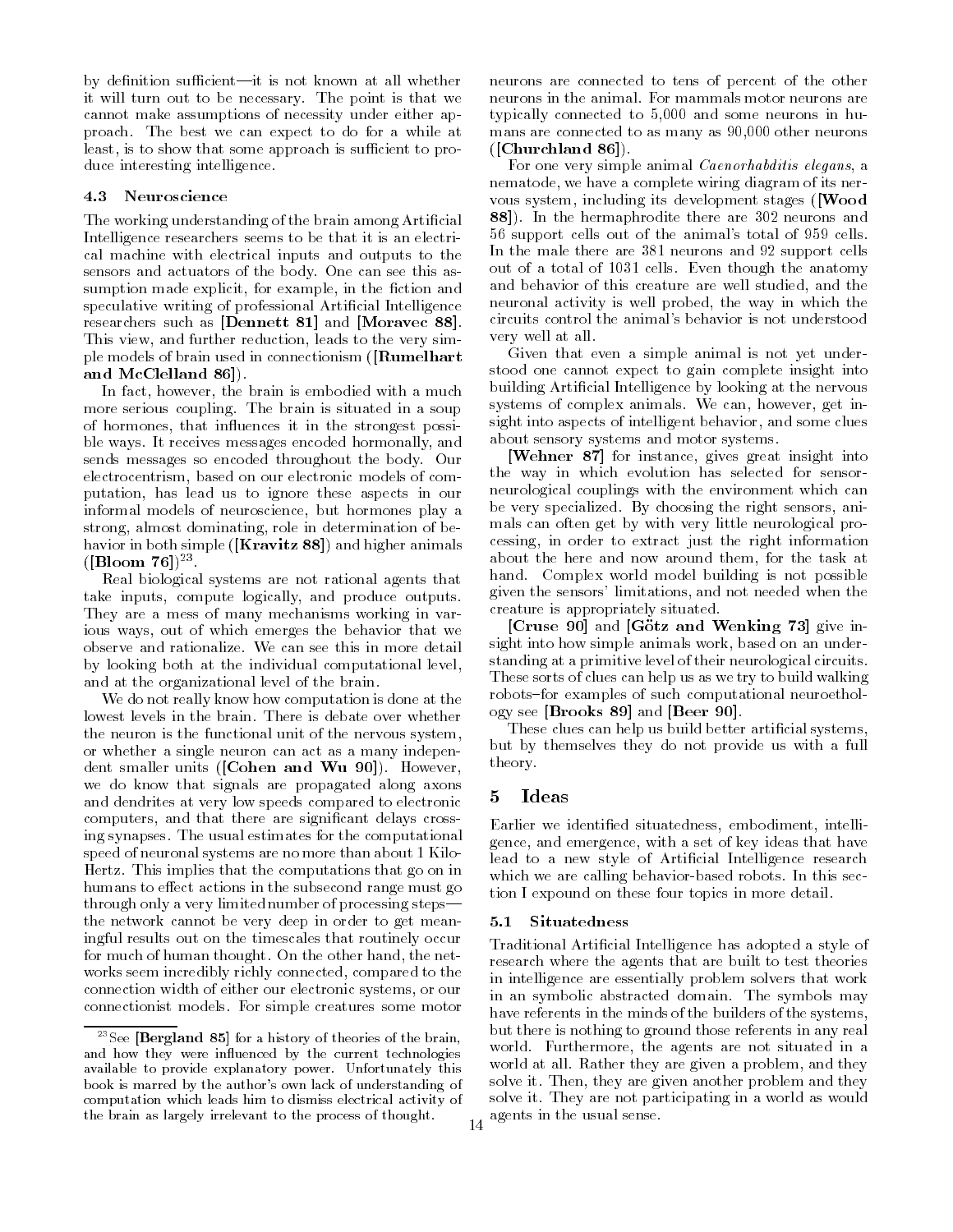by definition sufficient—it is not known at all whether it will turn out to be necessary. The point is that we cannot make assumptions of necessity under either approach. The best we can expect to do for a while at least, is to show that some approach is sufficient to produce interesting intelligence.

### 4.3 Neuroscience

The working understanding of the brain among Artificial Intelligence researchers seems to be that it is an electrical machine with electrical inputs and outputs to the sensors and actuators of the body. One can see this assumption made explicit, for example, in the fiction and speculative writing of professional Artificial Intelligence researchers such as **[Dennett 81]** and **[Moravec 88]**. This view, and further reduction, leads to the very simple models of brain used in connectionism (**[Rumelhart and McClelland 86]**).

In fact, however, the brain is embodied with a much more serious coupling. The brain is situated in a soup of hormones, that influences it in the strongest possible ways. It receives messages encoded hormonally, and sends messages so encoded throughout the body. Our electrocentrism, based on our electronic models of computation, has lead us to ignore these aspects in our informal models of neuroscience, but hormones play a strong, almost dominating, role in determination of behavior in both simple (**[Kravitz 88]**) and higher animals (**[Bloom 76]**)[23].

Real biological systems are not rational agents that take inputs, compute logically, and produce outputs. They are a mess of many mechanisms working in various ways, out of which emerges the behavior that we observe and rationalize. We can see this in more detail by looking both at the individual computational level, and at the organizational level of the brain.

We do not really know how computation is done at the lowest levels in the brain. There is debate over whether the neuron is the functional unit of the nervous system, or whether a single neuron can act as a many independent smaller units (**[Cohen and Wu 90]**). However, we do know that signals are propagated along axons and dendrites at very low speeds compared to electronic computers, and that there are significant delays crossing synapses. The usual estimates for the computational speed of neuronal systems are no more than about 1 Kilo-Hertz. This implies that the computations that go on in humans to effect actions in the subsecond range must go through only a very limited number of processing steps—the network cannot be very deep in order to get meaningful results out on the timescales that routinely occur for much of human thought. On the other hand, the networks seem incredibly richly connected, compared to the connection width of either our electronic systems, or our connectionist models. For simple creatures some motor neurons are connected to tens of percent of the other neurons in the animal. For mammals motor neurons are typically connected to 5,000 and some neurons in humans are connected to as many as 90,000 other neurons (**[Churchland 86]**).

For one very simple animal *Caenorhabditis elegans*, a nematode, we have a complete wiring diagram of its nervous system, including its development stages (**[Wood 88]**). In the hermaphrodite there are 302 neurons and 56 support cells out of the animal's total of 959 cells. In the male there are 381 neurons and 92 support cells out of a total of 1031 cells. Even though the anatomy and behavior of this creature are well studied, and the neuronal activity is well probed, the way in which the circuits control the animal's behavior is not understood very well at all.

Given that even a simple animal is not yet understood one cannot expect to gain complete insight into building Artificial Intelligence by looking at the nervous systems of complex animals. We can, however, get insight into aspects of intelligent behavior, and some clues about sensory systems and motor systems.

**[Wehner 87]** for instance, gives great insight into the way in which evolution has selected for sensor-neurological couplings with the environment which can be very specialized. By choosing the right sensors, animals can often get by with very little neurological processing, in order to extract just the right information about the here and now around them, for the task at hand. Complex world model building is not possible given the sensors' limitations, and not needed when the creature is appropriately situated.

**[Cruse 90]** and **[Götz and Wenking 73]** give insight into how simple animals work, based on an understanding at a primitive level of their neurological circuits. These sorts of clues can help us as we try to build walking robots–for examples of such computational neuroethology see **[Brooks 89]** and **[Beer 90]**.

These clues can help us build better artificial systems, but by themselves they do not provide us with a full theory.

## 5 Ideas

Earlier we identified situatedness, embodiment, intelligence, and emergence, with a set of key ideas that have lead to a new style of Artificial Intelligence research which we are calling behavior-based robots. In this section I expound on these four topics in more detail.

### 5.1 Situatedness

Traditional Artificial Intelligence has adopted a style of research where the agents that are built to test theories in intelligence are essentially problem solvers that work in an symbolic abstracted domain. The symbols may have referents in the minds of the builders of the systems, but there is nothing to ground those referents in any real world. Furthermore, the agents are not situated in a world at all. Rather they are given a problem, and they solve it. Then, they are given another problem and they solve it. They are not participating in a world as would agents in the usual sense.

[23] See **[Bergland 85]** for a history of theories of the brain, and how they were influenced by the current technologies available to provide explanatory power. Unfortunately this book is marred by the author's own lack of understanding of computation which leads him to dismiss electrical activity of the brain as largely irrelevant to the process of thought.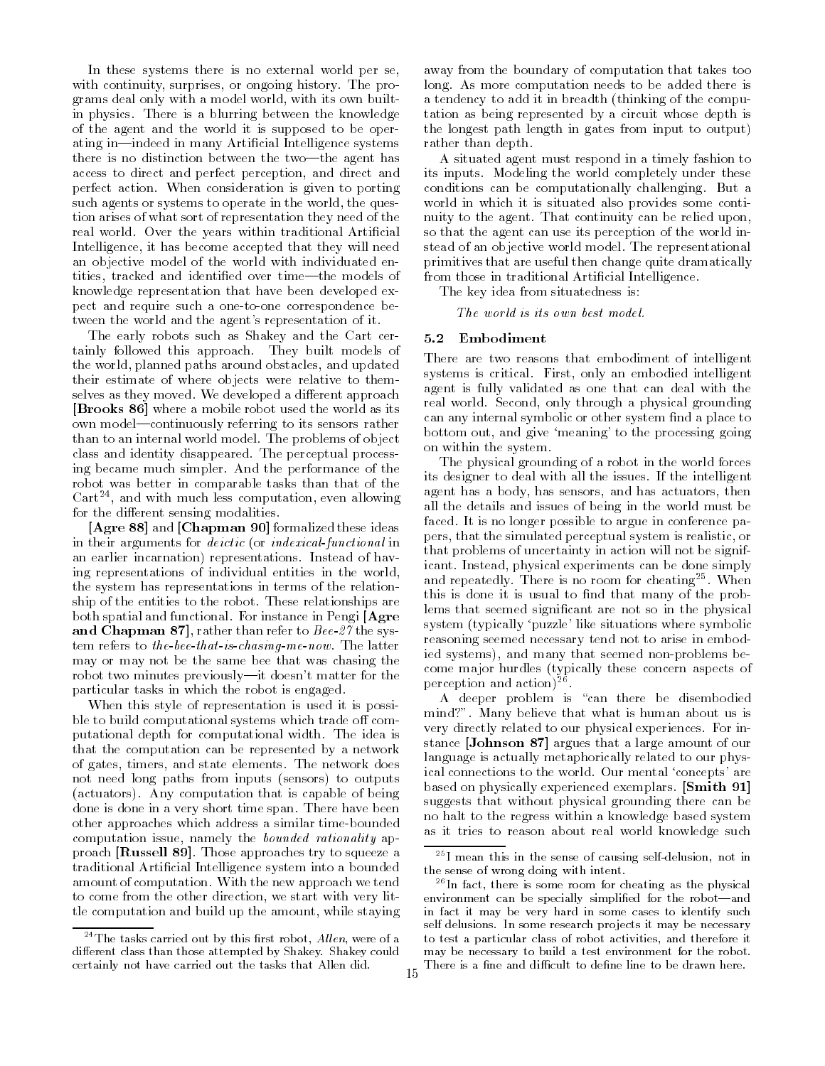In these systems there is no external world per se, with continuity, surprises, or ongoing history. The programs deal only with a model world, with its own built-in physics. There is a blurring between the knowledge of the agent and the world it is supposed to be operating in—indeed in many Artificial Intelligence systems there is no distinction between the two—the agent has access to direct and perfect perception, and direct and perfect action. When consideration is given to porting such agents or systems to operate in the world, the question arises of what sort of representation they need of the real world. Over the years within traditional Artificial Intelligence, it has become accepted that they will need an objective model of the world with individuated entities, tracked and identified over time—the models of knowledge representation that have been developed expect and require such a one-to-one correspondence between the world and the agent's representation of it.

The early robots such as Shakey and the Cart certainly followed this approach. They built models of the world, planned paths around obstacles, and updated their estimate of where objects were relative to themselves as they moved. We developed a different approach **[Brooks 86]** where a mobile robot used the world as its own model—continuously referring to its sensors rather than to an internal world model. The problems of object class and identity disappeared. The perceptual processing became much simpler. And the performance of the robot was better in comparable tasks than that of the Cart[24], and with much less computation, even allowing for the different sensing modalities.

**[Agre 88]** and **[Chapman 90]** formalized these ideas in their arguments for *deictic* (or *indexical-functional* in an earlier incarnation) representations. Instead of having representations of individual entities in the world, the system has representations in terms of the relationship of the entities to the robot. These relationships are both spatial and functional. For instance in Pengi **[Agre and Chapman 87]**, rather than refer to *Bee-27* the system refers to *the-bee-that-is-chasing-me-now*. The latter may or may not be the same bee that was chasing the robot two minutes previously—it doesn't matter for the particular tasks in which the robot is engaged.

When this style of representation is used it is possible to build computational systems which trade off computational depth for computational width. The idea is that the computation can be represented by a network of gates, timers, and state elements. The network does not need long paths from inputs (sensors) to outputs (actuators). Any computation that is capable of being done is done in a very short time span. There have been other approaches which address a similar time-bounded computation issue, namely the *bounded rationality* approach **[Russell 89]**. Those approaches try to squeeze a traditional Artificial Intelligence system into a bounded amount of computation. With the new approach we tend to come from the other direction, we start with very little computation and build up the amount, while staying away from the boundary of computation that takes too long. As more computation needs to be added there is a tendency to add it in breadth (thinking of the computation as being represented by a circuit whose depth is the longest path length in gates from input to output) rather than depth.

A situated agent must respond in a timely fashion to its inputs. Modeling the world completely under these conditions can be computationally challenging. But a world in which it is situated also provides some continuity to the agent. That continuity can be relied upon, so that the agent can use its perception of the world instead of an objective world model. The representational primitives that are useful then change quite dramatically from those in traditional Artificial Intelligence.

The key idea from situatedness is:

*The world is its own best model.*

### 5.2 Embodiment

There are two reasons that embodiment of intelligent systems is critical. First, only an embodied intelligent agent is fully validated as one that can deal with the real world. Second, only through a physical grounding can any internal symbolic or other system find a place to bottom out, and give 'meaning' to the processing going on within the system.

The physical grounding of a robot in the world forces its designer to deal with all the issues. If the intelligent agent has a body, has sensors, and has actuators, then all the details and issues of being in the world must be faced. It is no longer possible to argue in conference papers, that the simulated perceptual system is realistic, or that problems of uncertainty in action will not be significant. Instead, physical experiments can be done simply and repeatedly. There is no room for cheating[25]. When this is done it is usual to find that many of the problems that seemed significant are not so in the physical system (typically 'puzzle' like situations where symbolic reasoning seemed necessary tend not to arise in embodied systems), and many that seemed non-problems become major hurdles (typically these concern aspects of perception and action)[26].

A deeper problem is "can there be disembodied mind?". Many believe that what is human about us is very directly related to our physical experiences. For instance **[Johnson 87]** argues that a large amount of our language is actually metaphorically related to our physical connections to the world. Our mental 'concepts' are based on physically experienced exemplars. **[Smith 91]** suggests that without physical grounding there can be no halt to the regress within a knowledge based system as it tries to reason about real world knowledge such

---

[24] The tasks carried out by this first robot, *Allen*, were of a different class than those attempted by Shakey. Shakey could certainly not have carried out the tasks that Allen did.

[25] I mean this in the sense of causing self-delusion, not in the sense of wrong doing with intent.

[26] In fact, there is some room for cheating as the physical environment can be specially simplified for the robot—and in fact it may be very hard in some cases to identify such self delusions. In some research projects it may be necessary to test a particular class of robot activities, and therefore it may be necessary to build a test environment for the robot. There is a fine and difficult to define line to be drawn here.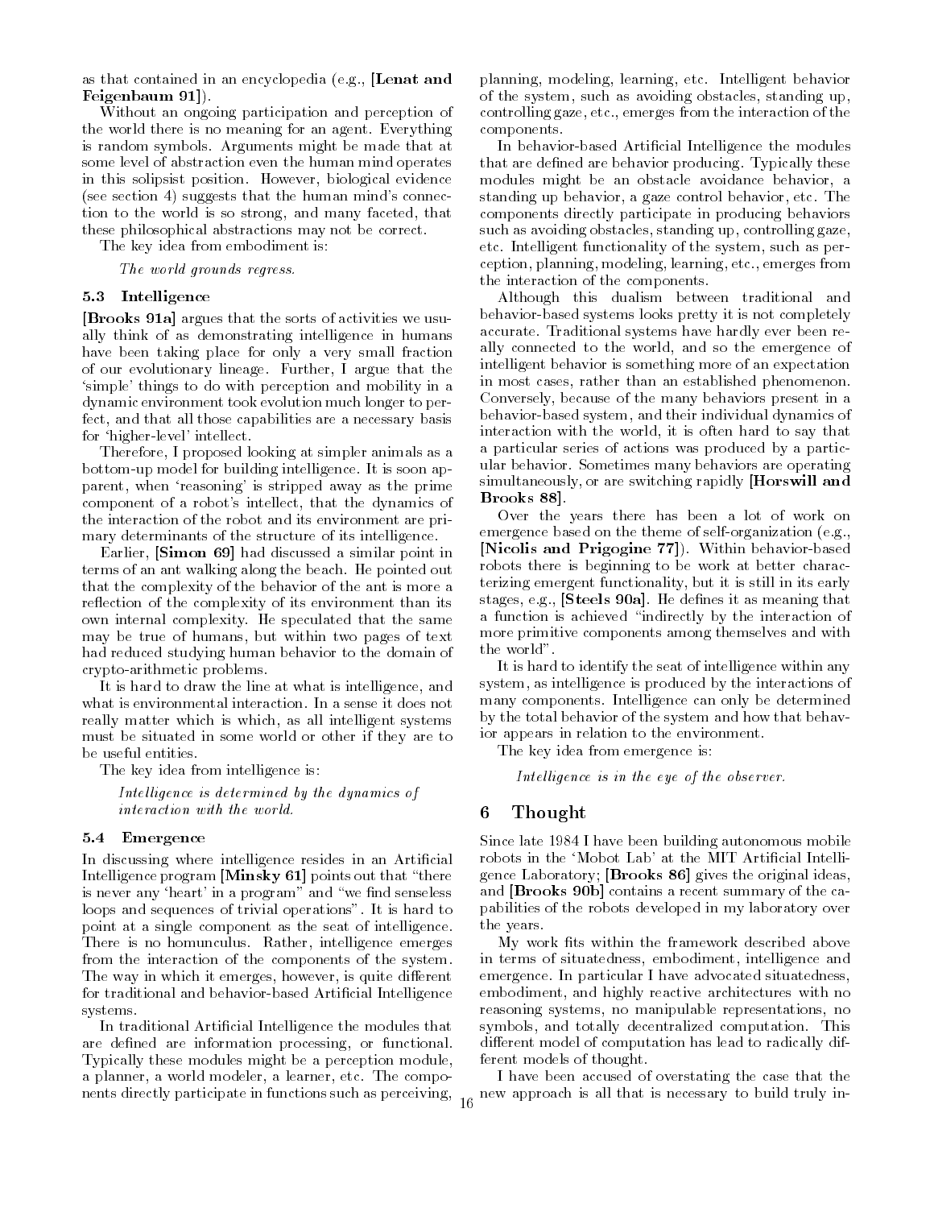as that contained in an encyclopedia (e.g., **[Lenat and Feigenbaum 91]**).

Without an ongoing participation and perception of the world there is no meaning for an agent. Everything is random symbols. Arguments might be made that at some level of abstraction even the human mind operates in this solipsist position. However, biological evidence (see section 4) suggests that the human mind's connection to the world is so strong, and many faceted, that these philosophical abstractions may not be correct.

The key idea from embodiment is:

*The world grounds regress.*

### 5.3 Intelligence

**[Brooks 91a]** argues that the sorts of activities we usually think of as demonstrating intelligence in humans have been taking place for only a very small fraction of our evolutionary lineage. Further, I argue that the 'simple' things to do with perception and mobility in a dynamic environment took evolution much longer to perfect, and that all those capabilities are a necessary basis for 'higher-level' intellect.

Therefore, I proposed looking at simpler animals as a bottom-up model for building intelligence. It is soon apparent, when 'reasoning' is stripped away as the prime component of a robot's intellect, that the dynamics of the interaction of the robot and its environment are primary determinants of the structure of its intelligence.

Earlier, **[Simon 69]** had discussed a similar point in terms of an ant walking along the beach. He pointed out that the complexity of the behavior of the ant is more a reflection of the complexity of its environment than its own internal complexity. He speculated that the same may be true of humans, but within two pages of text had reduced studying human behavior to the domain of crypto-arithmetic problems.

It is hard to draw the line at what is intelligence, and what is environmental interaction. In a sense it does not really matter which is which, as all intelligent systems must be situated in some world or other if they are to be useful entities.

The key idea from intelligence is:

*Intelligence is determined by the dynamics of interaction with the world.*

### 5.4 Emergence

In discussing where intelligence resides in an Artificial Intelligence program **[Minsky 61]** points out that "there is never any 'heart' in a program" and "we find senseless loops and sequences of trivial operations". It is hard to point at a single component as the seat of intelligence. There is no homunculus. Rather, intelligence emerges from the interaction of the components of the system. The way in which it emerges, however, is quite different for traditional and behavior-based Artificial Intelligence systems.

In traditional Artificial Intelligence the modules that are defined are information processing, or functional. Typically these modules might be a perception module, a planner, a world modeler, a learner, etc. The components directly participate in functions such as perceiving, planning, modeling, learning, etc. Intelligent behavior of the system, such as avoiding obstacles, standing up, controlling gaze, etc., emerges from the interaction of the components.

In behavior-based Artificial Intelligence the modules that are defined are behavior producing. Typically these modules might be an obstacle avoidance behavior, a standing up behavior, a gaze control behavior, etc. The components directly participate in producing behaviors such as avoiding obstacles, standing up, controlling gaze, etc. Intelligent functionality of the system, such as perception, planning, modeling, learning, etc., emerges from the interaction of the components.

Although this dualism between traditional and behavior-based systems looks pretty it is not completely accurate. Traditional systems have hardly ever been really connected to the world, and so the emergence of intelligent behavior is something more of an expectation in most cases, rather than an established phenomenon. Conversely, because of the many behaviors present in a behavior-based system, and their individual dynamics of interaction with the world, it is often hard to say that a particular series of actions was produced by a particular behavior. Sometimes many behaviors are operating simultaneously, or are switching rapidly **[Horswill and Brooks 88]**.

Over the years there has been a lot of work on emergence based on the theme of self-organization (e.g., **[Nicolis and Prigogine 77]**). Within behavior-based robots there is beginning to be work at better characterizing emergent functionality, but it is still in its early stages, e.g., **[Steels 90a]**. He defines it as meaning that a function is achieved "indirectly by the interaction of more primitive components among themselves and with the world".

It is hard to identify the seat of intelligence within any system, as intelligence is produced by the interactions of many components. Intelligence can only be determined by the total behavior of the system and how that behavior appears in relation to the environment.

The key idea from emergence is:

*Intelligence is in the eye of the observer.*

## 6 Thought

Since late 1984 I have been building autonomous mobile robots in the 'Mobot Lab' at the MIT Artificial Intelligence Laboratory; **[Brooks 86]** gives the original ideas, and **[Brooks 90b]** contains a recent summary of the capabilities of the robots developed in my laboratory over the years.

My work fits within the framework described above in terms of situatedness, embodiment, intelligence and emergence. In particular I have advocated situatedness, embodiment, and highly reactive architectures with no reasoning systems, no manipulable representations, no symbols, and totally decentralized computation. This different model of computation has lead to radically different models of thought.

I have been accused of overstating the case that the new approach is all that is necessary to build truly in-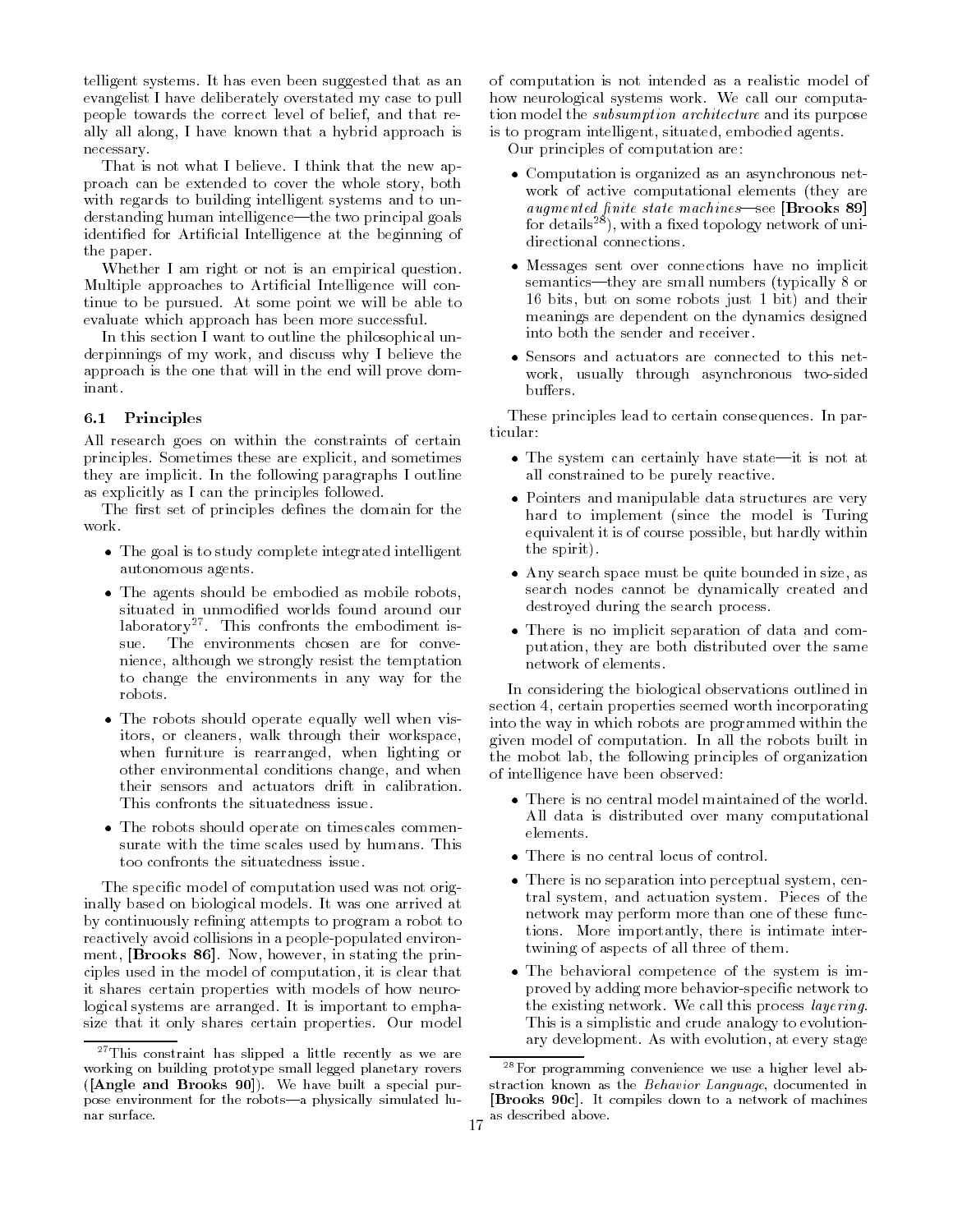telligent systems. It has even been suggested that as an evangelist I have deliberately overstated my case to pull people towards the correct level of belief, and that really all along, I have known that a hybrid approach is necessary.

That is not what I believe. I think that the new approach can be extended to cover the whole story, both with regards to building intelligent systems and to understanding human intelligence—the two principal goals identified for Artificial Intelligence at the beginning of the paper.

Whether I am right or not is an empirical question. Multiple approaches to Artificial Intelligence will continue to be pursued. At some point we will be able to evaluate which approach has been more successful.

In this section I want to outline the philosophical underpinnings of my work, and discuss why I believe the approach is the one that will in the end will prove dominant.

### 6.1 Principles

All research goes on within the constraints of certain principles. Sometimes these are explicit, and sometimes they are implicit. In the following paragraphs I outline as explicitly as I can the principles followed.

The first set of principles defines the domain for the work.

- The goal is to study complete integrated intelligent autonomous agents.
- The agents should be embodied as mobile robots, situated in unmodified worlds found around our laboratory[27]. This confronts the embodiment issue. The environments chosen are for convenience, although we strongly resist the temptation to change the environments in any way for the robots.
- The robots should operate equally well when visitors, or cleaners, walk through their workspace, when furniture is rearranged, when lighting or other environmental conditions change, and when their sensors and actuators drift in calibration. This confronts the situatedness issue.
- The robots should operate on timescales commensurate with the time scales used by humans. This too confronts the situatedness issue.

The specific model of computation used was not originally based on biological models. It was one arrived at by continuously refining attempts to program a robot to reactively avoid collisions in a people-populated environment, **[Brooks 86]**. Now, however, in stating the principles used in the model of computation, it is clear that it shares certain properties with models of how neurological systems are arranged. It is important to emphasize that it only shares certain properties. Our model of computation is not intended as a realistic model of how neurological systems work. We call our computation model the *subsumption architecture* and its purpose is to program intelligent, situated, embodied agents.

Our principles of computation are:

- Computation is organized as an asynchronous network of active computational elements (they are *augmented finite state machines*—see **[Brooks 89]** for details[28]), with a fixed topology network of unidirectional connections.
- Messages sent over connections have no implicit semantics—they are small numbers (typically 8 or 16 bits, but on some robots just 1 bit) and their meanings are dependent on the dynamics designed into both the sender and receiver.
- Sensors and actuators are connected to this network, usually through asynchronous two-sided buffers.

These principles lead to certain consequences. In particular:

- The system can certainly have state—it is not at all constrained to be purely reactive.
- Pointers and manipulable data structures are very hard to implement (since the model is Turing equivalent it is of course possible, but hardly within the spirit).
- Any search space must be quite bounded in size, as search nodes cannot be dynamically created and destroyed during the search process.
- There is no implicit separation of data and computation, they are both distributed over the same network of elements.

In considering the biological observations outlined in section 4, certain properties seemed worth incorporating into the way in which robots are programmed within the given model of computation. In all the robots built in the mobot lab, the following principles of organization of intelligence have been observed:

- There is no central model maintained of the world. All data is distributed over many computational elements.
- There is no central locus of control.
- There is no separation into perceptual system, central system, and actuation system. Pieces of the network may perform more than one of these functions. More importantly, there is intimate intertwining of aspects of all three of them.
- The behavioral competence of the system is improved by adding more behavior-specific network to the existing network. We call this process *layering*. This is a simplistic and crude analogy to evolutionary development. As with evolution, at every stage

[27] This constraint has slipped a little recently as we are working on building prototype small legged planetary rovers (**[Angle and Brooks 90]**). We have built a special purpose environment for the robots—a physically simulated lunar surface.

[28] For programming convenience we use a higher level abstraction known as the *Behavior Language*, documented in **[Brooks 90c]**. It compiles down to a network of machines as described above.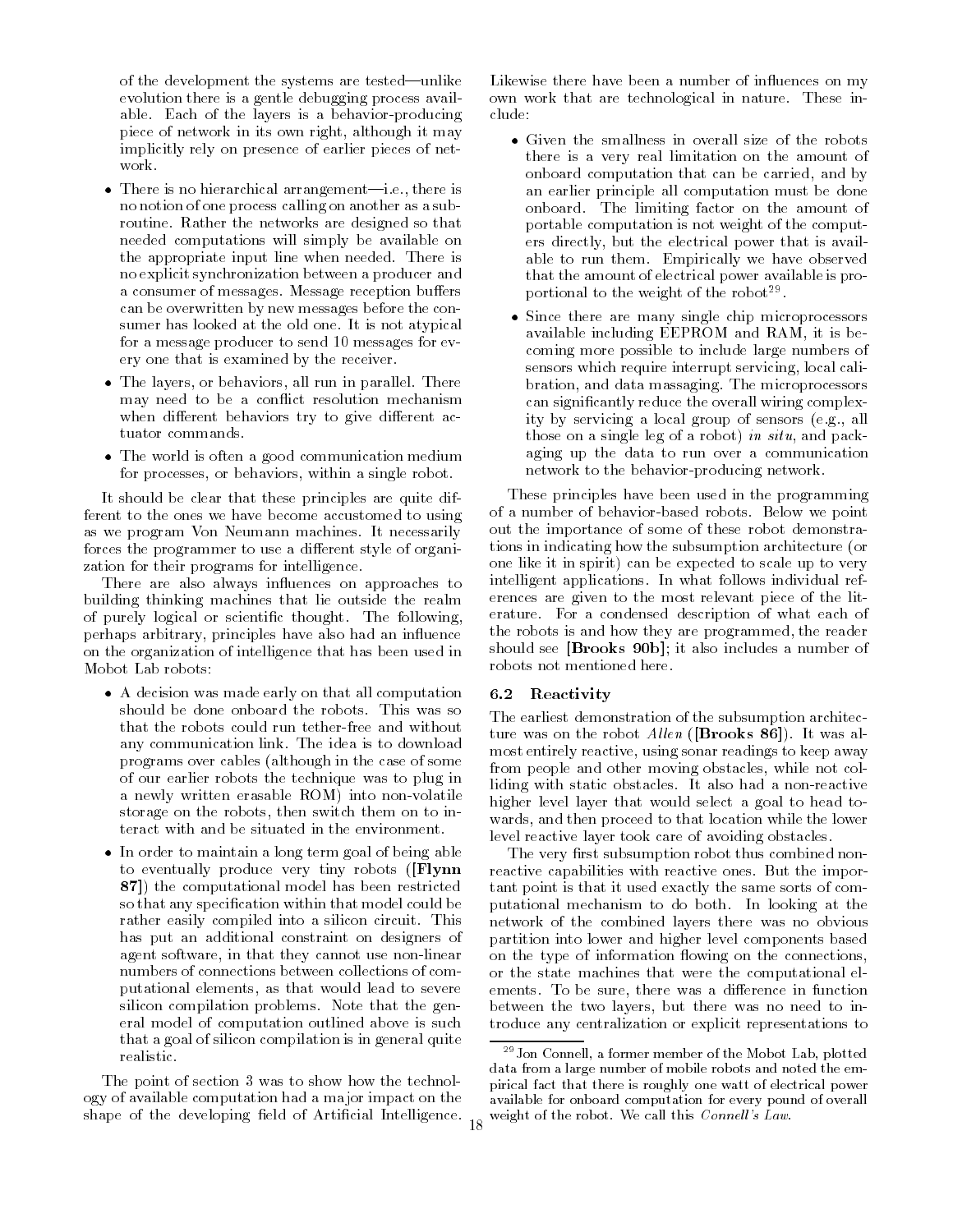of the development the systems are tested—unlike evolution there is a gentle debugging process available. Each of the layers is a behavior-producing piece of network in its own right, although it may implicitly rely on presence of earlier pieces of network.

- There is no hierarchical arrangement—i.e., there is no notion of one process calling on another as a subroutine. Rather the networks are designed so that needed computations will simply be available on the appropriate input line when needed. There is no explicit synchronization between a producer and a consumer of messages. Message reception buffers can be overwritten by new messages before the consumer has looked at the old one. It is not atypical for a message producer to send 10 messages for every one that is examined by the receiver.
- The layers, or behaviors, all run in parallel. There may need to be a conflict resolution mechanism when different behaviors try to give different actuator commands.
- The world is often a good communication medium for processes, or behaviors, within a single robot.

It should be clear that these principles are quite different to the ones we have become accustomed to using as we program Von Neumann machines. It necessarily forces the programmer to use a different style of organization for their programs for intelligence.

There are also always influences on approaches to building thinking machines that lie outside the realm of purely logical or scientific thought. The following, perhaps arbitrary, principles have also had an influence on the organization of intelligence that has been used in Mobot Lab robots:

- A decision was made early on that all computation should be done onboard the robots. This was so that the robots could run tether-free and without any communication link. The idea is to download programs over cables (although in the case of some of our earlier robots the technique was to plug in a newly written erasable ROM) into non-volatile storage on the robots, then switch them on to interact with and be situated in the environment.
- In order to maintain a long term goal of being able to eventually produce very tiny robots (**[Flynn 87]**) the computational model has been restricted so that any specification within that model could be rather easily compiled into a silicon circuit. This has put an additional constraint on designers of agent software, in that they cannot use non-linear numbers of connections between collections of computational elements, as that would lead to severe silicon compilation problems. Note that the general model of computation outlined above is such that a goal of silicon compilation is in general quite realistic.

The point of section 3 was to show how the technology of available computation had a major impact on the shape of the developing field of Artificial Intelligence. Likewise there have been a number of influences on my own work that are technological in nature. These include:

- Given the smallness in overall size of the robots there is a very real limitation on the amount of onboard computation that can be carried, and by an earlier principle all computation must be done onboard. The limiting factor on the amount of portable computation is not weight of the computers directly, but the electrical power that is available to run them. Empirically we have observed that the amount of electrical power available is proportional to the weight of the robot[29].
- Since there are many single chip microprocessors available including EEPROM and RAM, it is becoming more possible to include large numbers of sensors which require interrupt servicing, local calibration, and data massaging. The microprocessors can significantly reduce the overall wiring complexity by servicing a local group of sensors (e.g., all those on a single leg of a robot) *in situ*, and packaging up the data to run over a communication network to the behavior-producing network.

These principles have been used in the programming of a number of behavior-based robots. Below we point out the importance of some of these robot demonstrations in indicating how the subsumption architecture (or one like it in spirit) can be expected to scale up to very intelligent applications. In what follows individual references are given to the most relevant piece of the literature. For a condensed description of what each of the robots is and how they are programmed, the reader should see **[Brooks 90b]**; it also includes a number of robots not mentioned here.

### 6.2 Reactivity

The earliest demonstration of the subsumption architecture was on the robot *Allen* (**[Brooks 86]**). It was almost entirely reactive, using sonar readings to keep away from people and other moving obstacles, while not colliding with static obstacles. It also had a non-reactive higher level layer that would select a goal to head towards, and then proceed to that location while the lower level reactive layer took care of avoiding obstacles.

The very first subsumption robot thus combined non-reactive capabilities with reactive ones. But the important point is that it used exactly the same sorts of computational mechanism to do both. In looking at the network of the combined layers there was no obvious partition into lower and higher level components based on the type of information flowing on the connections, or the state machines that were the computational elements. To be sure, there was a difference in function between the two layers, but there was no need to introduce any centralization or explicit representations to

[29] Jon Connell, a former member of the Mobot Lab, plotted data from a large number of mobile robots and noted the empirical fact that there is roughly one watt of electrical power available for onboard computation for every pound of overall weight of the robot. We call this *Connell's Law*.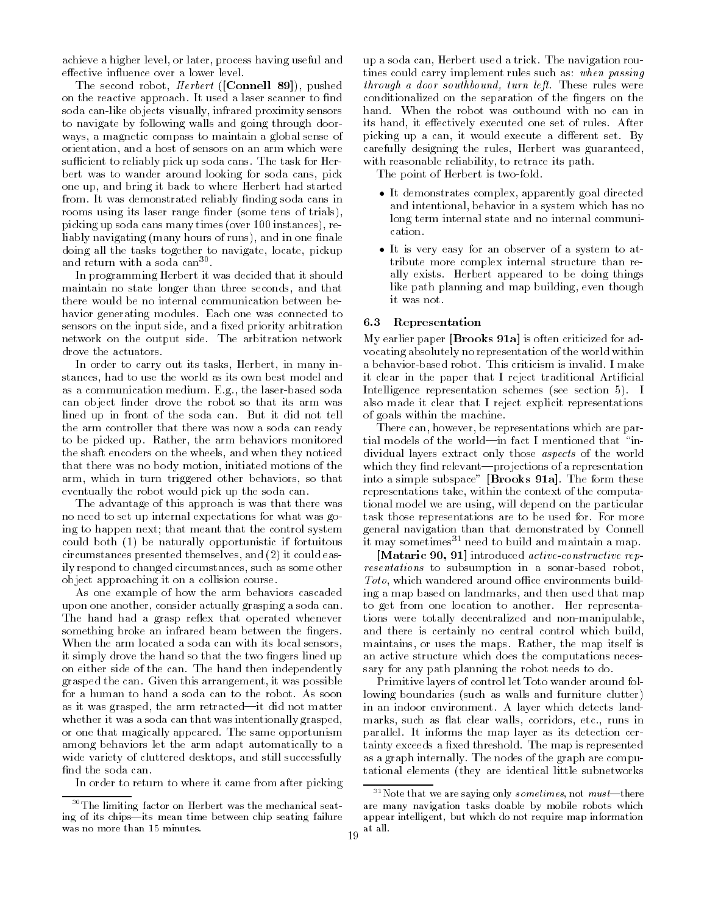achieve a higher level, or later, process having useful and effective influence over a lower level.

The second robot, *Herbert* (**[Connell 89]**), pushed on the reactive approach. It used a laser scanner to find soda can-like objects visually, infrared proximity sensors to navigate by following walls and going through doorways, a magnetic compass to maintain a global sense of orientation, and a host of sensors on an arm which were sufficient to reliably pick up soda cans. The task for Herbert was to wander around looking for soda cans, pick one up, and bring it back to where Herbert had started from. It was demonstrated reliably finding soda cans in rooms using its laser range finder (some tens of trials), picking up soda cans many times (over 100 instances), reliably navigating (many hours of runs), and in one finale doing all the tasks together to navigate, locate, pickup and return with a soda can[30].

In programming Herbert it was decided that it should maintain no state longer than three seconds, and that there would be no internal communication between behavior generating modules. Each one was connected to sensors on the input side, and a fixed priority arbitration network on the output side. The arbitration network drove the actuators.

In order to carry out its tasks, Herbert, in many instances, had to use the world as its own best model and as a communication medium. E.g., the laser-based soda can object finder drove the robot so that its arm was lined up in front of the soda can. But it did not tell the arm controller that there was now a soda can ready to be picked up. Rather, the arm behaviors monitored the shaft encoders on the wheels, and when they noticed that there was no body motion, initiated motions of the arm, which in turn triggered other behaviors, so that eventually the robot would pick up the soda can.

The advantage of this approach is was that there was no need to set up internal expectations for what was going to happen next; that meant that the control system could both (1) be naturally opportunistic if fortuitous circumstances presented themselves, and (2) it could easily respond to changed circumstances, such as some other object approaching it on a collision course.

As one example of how the arm behaviors cascaded upon one another, consider actually grasping a soda can. The hand had a grasp reflex that operated whenever something broke an infrared beam between the fingers. When the arm located a soda can with its local sensors, it simply drove the hand so that the two fingers lined up on either side of the can. The hand then independently grasped the can. Given this arrangement, it was possible for a human to hand a soda can to the robot. As soon as it was grasped, the arm retracted—it did not matter whether it was a soda can that was intentionally grasped, or one that magically appeared. The same opportunism among behaviors let the arm adapt automatically to a wide variety of cluttered desktops, and still successfully find the soda can.

In order to return to where it came from after picking up a soda can, Herbert used a trick. The navigation routines could carry implement rules such as: *when passing through a door southbound, turn left*. These rules were conditionalized on the separation of the fingers on the hand. When the robot was outbound with no can in its hand, it effectively executed one set of rules. After picking up a can, it would execute a different set. By carefully designing the rules, Herbert was guaranteed, with reasonable reliability, to retrace its path.

The point of Herbert is two-fold.

- It demonstrates complex, apparently goal directed and intentional, behavior in a system which has no long term internal state and no internal communication.
- It is very easy for an observer of a system to attribute more complex internal structure than really exists. Herbert appeared to be doing things like path planning and map building, even though it was not.

### 6.3 Representation

My earlier paper **[Brooks 91a]** is often criticized for advocating absolutely no representation of the world within a behavior-based robot. This criticism is invalid. I make it clear in the paper that I reject traditional Artificial Intelligence representation schemes (see section 5). I also made it clear that I reject explicit representations of goals within the machine.

There can, however, be representations which are partial models of the world—in fact I mentioned that "individual layers extract only those *aspects* of the world which they find relevant—projections of a representation into a simple subspace" **[Brooks 91a]**. The form these representations take, within the context of the computational model we are using, will depend on the particular task those representations are to be used for. For more general navigation than that demonstrated by Connell it may sometimes[31] need to build and maintain a map.

**[Mataric 90, 91]** introduced *active-constructive representations* to subsumption in a sonar-based robot, *Toto*, which wandered around office environments building a map based on landmarks, and then used that map to get from one location to another. Her representations were totally decentralized and non-manipulable, and there is certainly no central control which build, maintains, or uses the maps. Rather, the map itself is an active structure which does the computations necessary for any path planning the robot needs to do.

Primitive layers of control let Toto wander around following boundaries (such as walls and furniture clutter) in an indoor environment. A layer which detects landmarks, such as flat clear walls, corridors, etc., runs in parallel. It informs the map layer as its detection certainty exceeds a fixed threshold. The map is represented as a graph internally. The nodes of the graph are computational elements (they are identical little subnetworks

[30] The limiting factor on Herbert was the mechanical seating of its chips—its mean time between chip seating failure was no more than 15 minutes.

[31] Note that we are saying only *sometimes*, not *must*—there are many navigation tasks doable by mobile robots which appear intelligent, but which do not require map information at all.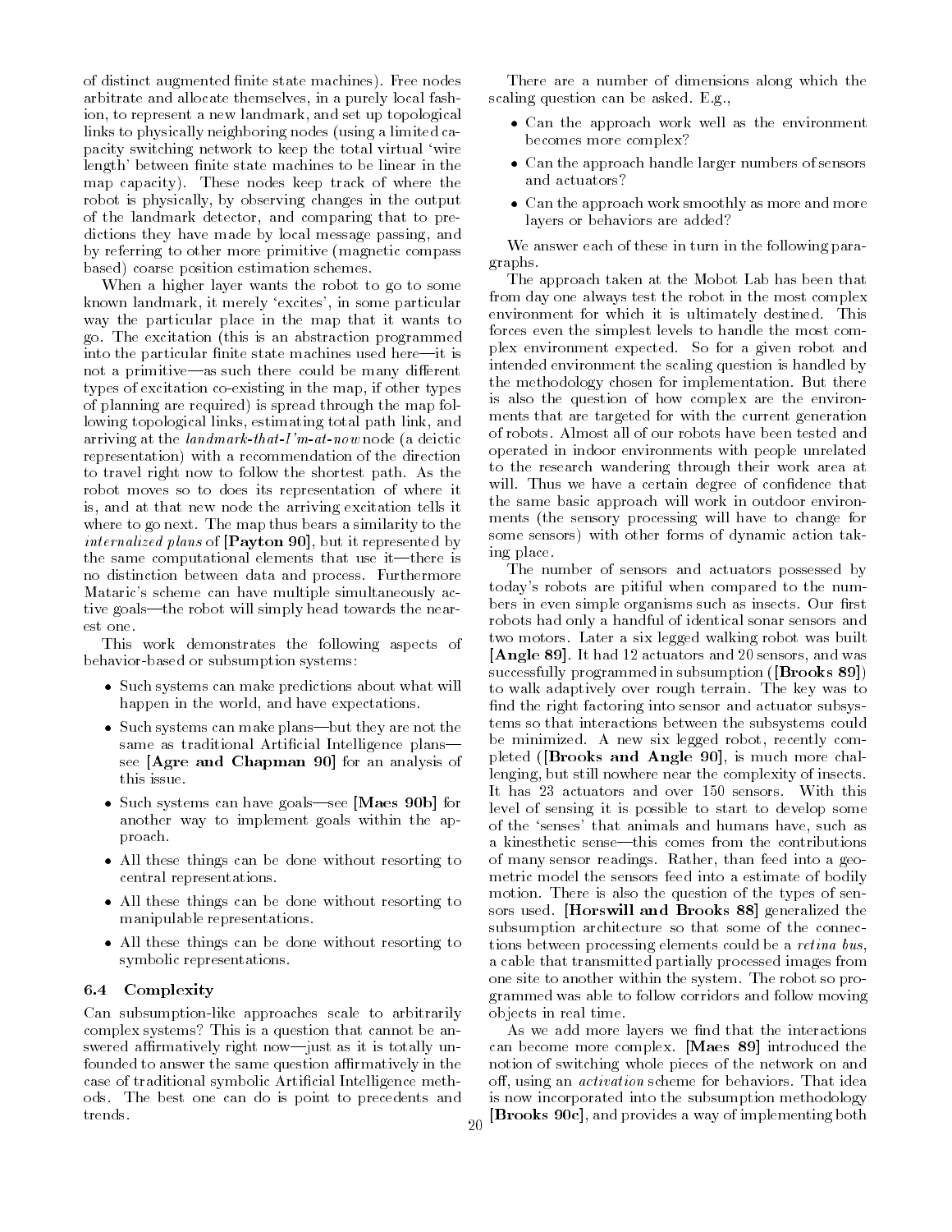of distinct augmented finite state machines). Free nodes arbitrate and allocate themselves, in a purely local fashion, to represent a new landmark, and set up topological links to physically neighboring nodes (using a limited capacity switching network to keep the total virtual 'wire length' between finite state machines to be linear in the map capacity). These nodes keep track of where the robot is physically, by observing changes in the output of the landmark detector, and comparing that to predictions they have made by local message passing, and by referring to other more primitive (magnetic compass based) coarse position estimation schemes.

When a higher layer wants the robot to go to some known landmark, it merely 'excites', in some particular way the particular place in the map that it wants to go. The excitation (this is an abstraction programmed into the particular finite state machines used here—it is not a primitive—as such there could be many different types of excitation co-existing in the map, if other types of planning are required) is spread through the map following topological links, estimating total path link, and arriving at the *landmark-that-I'm-at-now* node (a deictic representation) with a recommendation of the direction to travel right now to follow the shortest path. As the robot moves so to does its representation of where it is, and at that new node the arriving excitation tells it where to go next. The map thus bears a similarity to the *internalized plans* of **[Payton 90]**, but it represented by the same computational elements that use it—there is no distinction between data and process. Furthermore Mataric's scheme can have multiple simultaneously active goals—the robot will simply head towards the nearest one.

This work demonstrates the following aspects of behavior-based or subsumption systems:

- Such systems can make predictions about what will happen in the world, and have expectations.
- Such systems can make plans—but they are not the same as traditional Artificial Intelligence plans—see **[Agre and Chapman 90]** for an analysis of this issue.
- Such systems can have goals—see **[Maes 90b]** for another way to implement goals within the approach.
- All these things can be done without resorting to central representations.
- All these things can be done without resorting to manipulable representations.
- All these things can be done without resorting to symbolic representations.

### 6.4 Complexity

Can subsumption-like approaches scale to arbitrarily complex systems? This is a question that cannot be answered affirmatively right now—just as it is totally unfounded to answer the same question affirmatively in the case of traditional symbolic Artificial Intelligence methods. The best one can do is point to precedents and trends.

There are a number of dimensions along which the scaling question can be asked. E.g.,

- Can the approach work well as the environment becomes more complex?
- Can the approach handle larger numbers of sensors and actuators?
- Can the approach work smoothly as more and more layers or behaviors are added?

We answer each of these in turn in the following paragraphs.

The approach taken at the Mobot Lab has been that from day one always test the robot in the most complex environment for which it is ultimately destined. This forces even the simplest levels to handle the most complex environment expected. So for a given robot and intended environment the scaling question is handled by the methodology chosen for implementation. But there is also the question of how complex are the environments that are targeted for with the current generation of robots. Almost all of our robots have been tested and operated in indoor environments with people unrelated to the research wandering through their work area at will. Thus we have a certain degree of confidence that the same basic approach will work in outdoor environments (the sensory processing will have to change for some sensors) with other forms of dynamic action taking place.

The number of sensors and actuators possessed by today's robots are pitiful when compared to the numbers in even simple organisms such as insects. Our first robots had only a handful of identical sonar sensors and two motors. Later a six legged walking robot was built **[Angle 89]**. It had 12 actuators and 20 sensors, and was successfully programmed in subsumption (**[Brooks 89]**) to walk adaptively over rough terrain. The key was to find the right factoring into sensor and actuator subsystems so that interactions between the subsystems could be minimized. A new six legged robot, recently completed (**[Brooks and Angle 90]**, is much more challenging, but still nowhere near the complexity of insects. It has 23 actuators and over 150 sensors. With this level of sensing it is possible to start to develop some of the 'senses' that animals and humans have, such as a kinesthetic sense—this comes from the contributions of many sensor readings. Rather, than feed into a geometric model the sensors feed into a estimate of bodily motion. There is also the question of the types of sensors used. **[Horswill and Brooks 88]** generalized the subsumption architecture so that some of the connections between processing elements could be a *retina bus*, a cable that transmitted partially processed images from one site to another within the system. The robot so programmed was able to follow corridors and follow moving objects in real time.

As we add more layers we find that the interactions can become more complex. **[Maes 89]** introduced the notion of switching whole pieces of the network on and off, using an *activation* scheme for behaviors. That idea is now incorporated into the subsumption methodology **[Brooks 90c]**, and provides a way of implementing both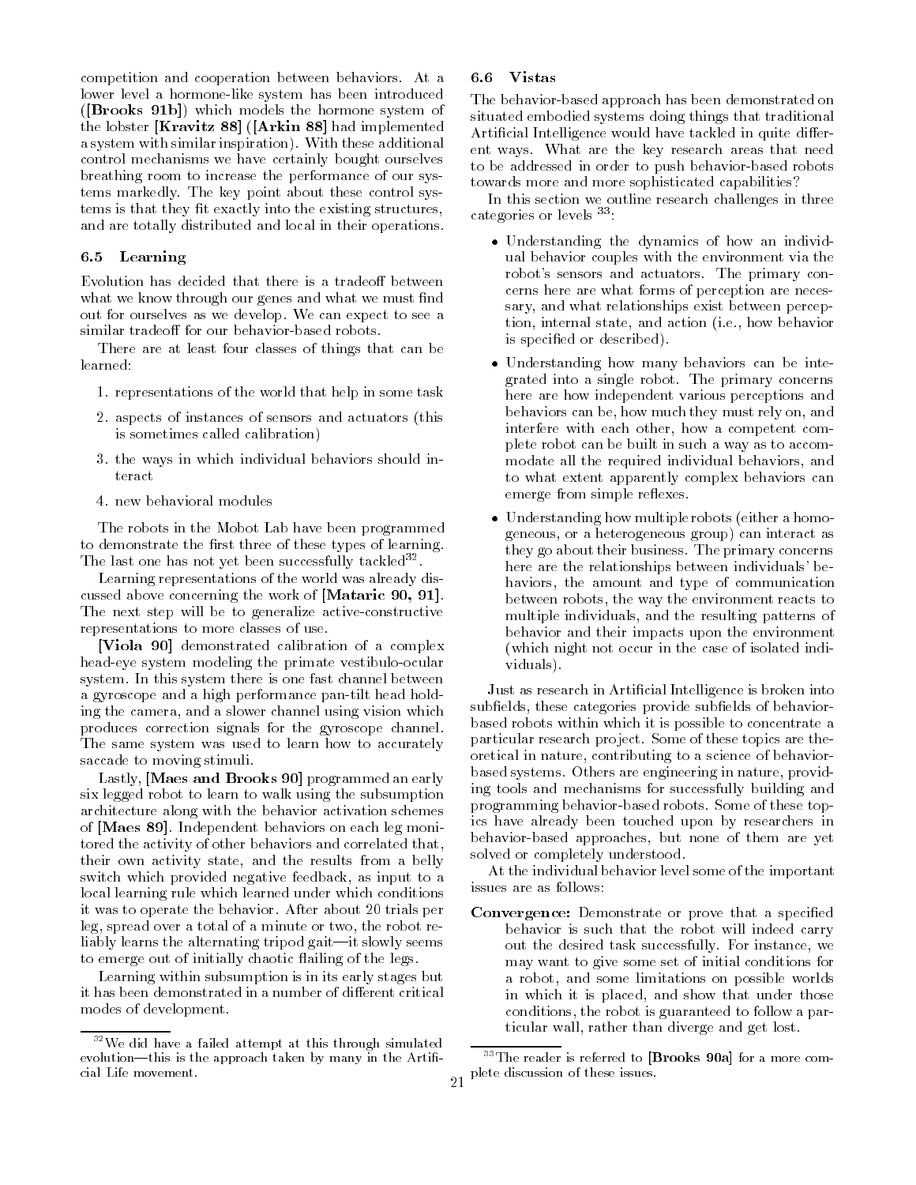competition and cooperation between behaviors. At a lower level a hormone-like system has been introduced (**[Brooks 91b]**) which models the hormone system of the lobster **[Kravitz 88]** (**[Arkin 88]** had implemented a system with similar inspiration). With these additional control mechanisms we have certainly bought ourselves breathing room to increase the performance of our systems markedly. The key point about these control systems is that they fit exactly into the existing structures, and are totally distributed and local in their operations.

### 6.5 Learning

Evolution has decided that there is a tradeoff between what we know through our genes and what we must find out for ourselves as we develop. We can expect to see a similar tradeoff for our behavior-based robots.

There are at least four classes of things that can be learned:

1. representations of the world that help in some task
2. aspects of instances of sensors and actuators (this is sometimes called calibration)
3. the ways in which individual behaviors should interact
4. new behavioral modules

The robots in the Mobot Lab have been programmed to demonstrate the first three of these types of learning. The last one has not yet been successfully tackled[32].

Learning representations of the world was already discussed above concerning the work of **[Mataric 90, 91]**. The next step will be to generalize active-constructive representations to more classes of use.

**[Viola 90]** demonstrated calibration of a complex head-eye system modeling the primate vestibulo-ocular system. In this system there is one fast channel between a gyroscope and a high performance pan-tilt head holding the camera, and a slower channel using vision which produces correction signals for the gyroscope channel. The same system was used to learn how to accurately saccade to moving stimuli.

Lastly, **[Maes and Brooks 90]** programmed an early six legged robot to learn to walk using the subsumption architecture along with the behavior activation schemes of **[Maes 89]**. Independent behaviors on each leg monitored the activity of other behaviors and correlated that, their own activity state, and the results from a belly switch which provided negative feedback, as input to a local learning rule which learned under which conditions it was to operate the behavior. After about 20 trials per leg, spread over a total of a minute or two, the robot reliably learns the alternating tripod gait—it slowly seems to emerge out of initially chaotic flailing of the legs.

Learning within subsumption is in its early stages but it has been demonstrated in a number of different critical modes of development.

[32] We did have a failed attempt at this through simulated evolution—this is the approach taken by many in the Artificial Life movement.

### 6.6 Vistas

The behavior-based approach has been demonstrated on situated embodied systems doing things that traditional Artificial Intelligence would have tackled in quite different ways. What are the key research areas that need to be addressed in order to push behavior-based robots towards more and more sophisticated capabilities?

In this section we outline research challenges in three categories or levels [33]:

- Understanding the dynamics of how an individual behavior couples with the environment via the robot's sensors and actuators. The primary concerns here are what forms of perception are necessary, and what relationships exist between perception, internal state, and action (i.e., how behavior is specified or described).
- Understanding how many behaviors can be integrated into a single robot. The primary concerns here are how independent various perceptions and behaviors can be, how much they must rely on, and interfere with each other, how a competent complete robot can be built in such a way as to accommodate all the required individual behaviors, and to what extent apparently complex behaviors can emerge from simple reflexes.
- Understanding how multiple robots (either a homogeneous, or a heterogeneous group) can interact as they go about their business. The primary concerns here are the relationships between individuals' behaviors, the amount and type of communication between robots, the way the environment reacts to multiple individuals, and the resulting patterns of behavior and their impacts upon the environment (which night not occur in the case of isolated individuals).

Just as research in Artificial Intelligence is broken into subfields, these categories provide subfields of behavior-based robots within which it is possible to concentrate a particular research project. Some of these topics are theoretical in nature, contributing to a science of behavior-based systems. Others are engineering in nature, providing tools and mechanisms for successfully building and programming behavior-based robots. Some of these topics have already been touched upon by researchers in behavior-based approaches, but none of them are yet solved or completely understood.

At the individual behavior level some of the important issues are as follows:

**Convergence:** Demonstrate or prove that a specified behavior is such that the robot will indeed carry out the desired task successfully. For instance, we may want to give some set of initial conditions for a robot, and some limitations on possible worlds in which it is placed, and show that under those conditions, the robot is guaranteed to follow a particular wall, rather than diverge and get lost.

[33] The reader is referred to **[Brooks 90a]** for a more complete discussion of these issues.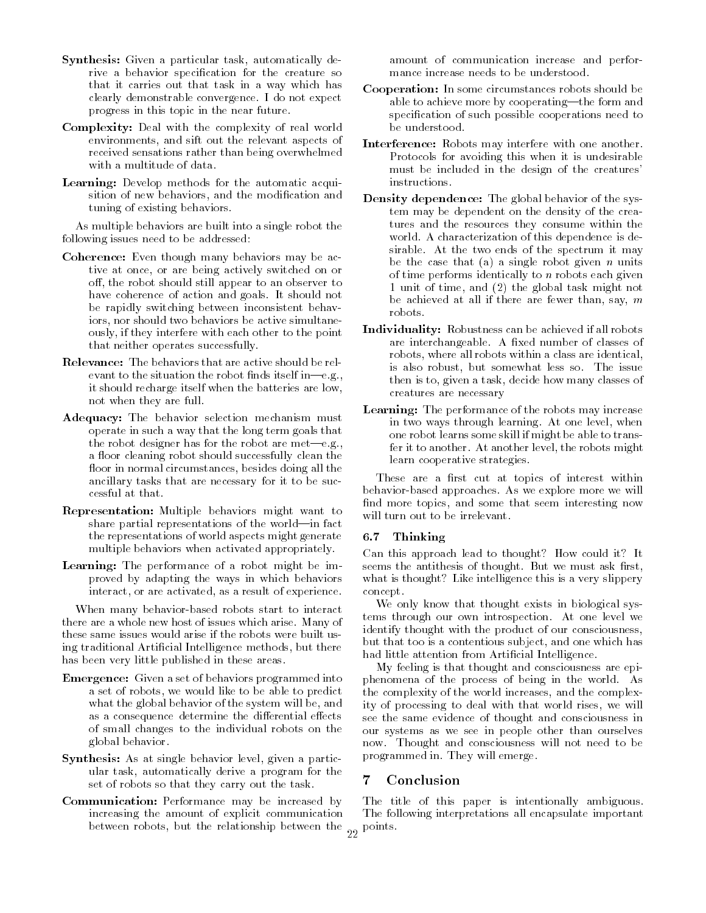**Synthesis:** Given a particular task, automatically derive a behavior specification for the creature so that it carries out that task in a way which has clearly demonstrable convergence. I do not expect progress in this topic in the near future.

**Complexity:** Deal with the complexity of real world environments, and sift out the relevant aspects of received sensations rather than being overwhelmed with a multitude of data.

**Learning:** Develop methods for the automatic acquisition of new behaviors, and the modification and tuning of existing behaviors.

As multiple behaviors are built into a single robot the following issues need to be addressed:

**Coherence:** Even though many behaviors may be active at once, or are being actively switched on or off, the robot should still appear to an observer to have coherence of action and goals. It should not be rapidly switching between inconsistent behaviors, nor should two behaviors be active simultaneously, if they interfere with each other to the point that neither operates successfully.

**Relevance:** The behaviors that are active should be relevant to the situation the robot finds itself in—e.g., it should recharge itself when the batteries are low, not when they are full.

**Adequacy:** The behavior selection mechanism must operate in such a way that the long term goals that the robot designer has for the robot are met—e.g., a floor cleaning robot should successfully clean the floor in normal circumstances, besides doing all the ancillary tasks that are necessary for it to be successful at that.

**Representation:** Multiple behaviors might want to share partial representations of the world—in fact the representations of world aspects might generate multiple behaviors when activated appropriately.

**Learning:** The performance of a robot might be improved by adapting the ways in which behaviors interact, or are activated, as a result of experience.

When many behavior-based robots start to interact there are a whole new host of issues which arise. Many of these same issues would arise if the robots were built using traditional Artificial Intelligence methods, but there has been very little published in these areas.

**Emergence:** Given a set of behaviors programmed into a set of robots, we would like to be able to predict what the global behavior of the system will be, and as a consequence determine the differential effects of small changes to the individual robots on the global behavior.

**Synthesis:** As at single behavior level, given a particular task, automatically derive a program for the set of robots so that they carry out the task.

**Communication:** Performance may be increased by increasing the amount of explicit communication between robots, but the relationship between the amount of communication increase and performance increase needs to be understood.

**Cooperation:** In some circumstances robots should be able to achieve more by cooperating—the form and specification of such possible cooperations need to be understood.

**Interference:** Robots may interfere with one another. Protocols for avoiding this when it is undesirable must be included in the design of the creatures' instructions.

**Density dependence:** The global behavior of the system may be dependent on the density of the creatures and the resources they consume within the world. A characterization of this dependence is desirable. At the two ends of the spectrum it may be the case that (a) a single robot given $n$ units of time performs identically to $n$ robots each given 1 unit of time, and (2) the global task might not be achieved at all if there are fewer than, say, $m$ robots.

**Individuality:** Robustness can be achieved if all robots are interchangeable. A fixed number of classes of robots, where all robots within a class are identical, is also robust, but somewhat less so. The issue then is to, given a task, decide how many classes of creatures are necessary

**Learning:** The performance of the robots may increase in two ways through learning. At one level, when one robot learns some skill if might be able to transfer it to another. At another level, the robots might learn cooperative strategies.

These are a first cut at topics of interest within behavior-based approaches. As we explore more we will find more topics, and some that seem interesting now will turn out to be irrelevant.

### 6.7 Thinking

Can this approach lead to thought? How could it? It seems the antithesis of thought. But we must ask first, what is thought? Like intelligence this is a very slippery concept.

We only know that thought exists in biological systems through our own introspection. At one level we identify thought with the product of our consciousness, but that too is a contentious subject, and one which has had little attention from Artificial Intelligence.

My feeling is that thought and consciousness are epiphenomena of the process of being in the world. As the complexity of the world increases, and the complexity of processing to deal with that world rises, we will see the same evidence of thought and consciousness in our systems as we see in people other than ourselves now. Thought and consciousness will not need to be programmed in. They will emerge.

## 7 Conclusion

The title of this paper is intentionally ambiguous. The following interpretations all encapsulate important points.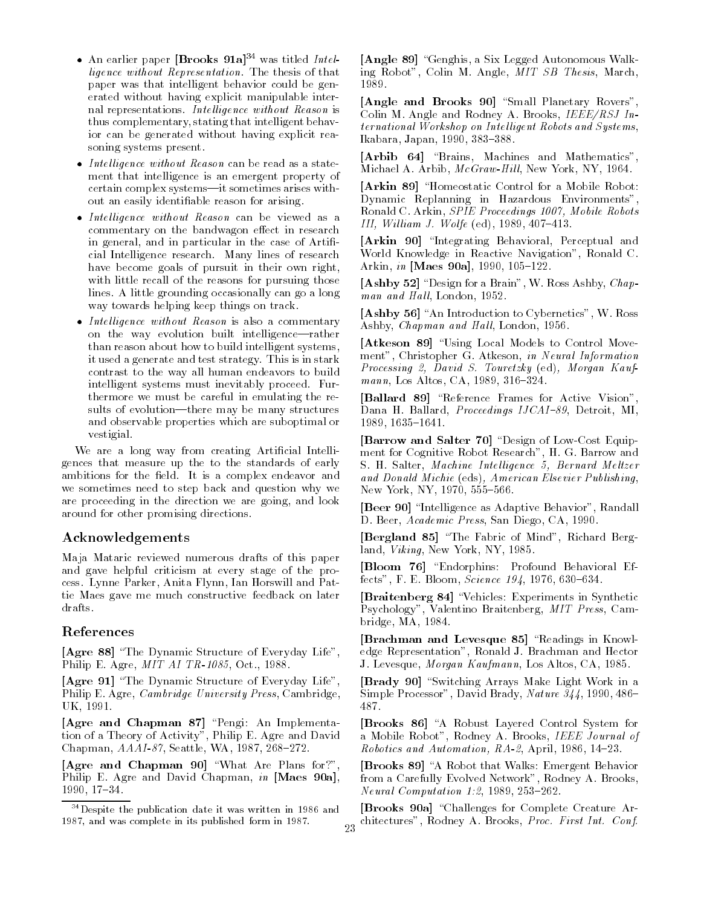- An earlier paper **[Brooks 91a]**[34] was titled *Intelligence without Representation*. The thesis of that paper was that intelligent behavior could be generated without having explicit manipulable internal representations. *Intelligence without Reason* is thus complementary, stating that intelligent behavior can be generated without having explicit reasoning systems present.
- *Intelligence without Reason* can be read as a statement that intelligence is an emergent property of certain complex systems—it sometimes arises without an easily identifiable reason for arising.
- *Intelligence without Reason* can be viewed as a commentary on the bandwagon effect in research in general, and in particular in the case of Artificial Intelligence research. Many lines of research have become goals of pursuit in their own right, with little recall of the reasons for pursuing those lines. A little grounding occasionally can go a long way towards helping keep things on track.
- *Intelligence without Reason* is also a commentary on the way evolution built intelligence—rather than reason about how to build intelligent systems, it used a generate and test strategy. This is in stark contrast to the way all human endeavors to build intelligent systems must inevitably proceed. Furthermore we must be careful in emulating the results of evolution—there may be many structures and observable properties which are suboptimal or vestigial.

We are a long way from creating Artificial Intelligences that measure up the to the standards of early ambitions for the field. It is a complex endeavor and we sometimes need to step back and question why we are proceeding in the direction we are going, and look around for other promising directions.

[34] Despite the publication date it was written in 1986 and 1987, and was complete in its published form in 1987.

## Acknowledgements

Maja Mataric reviewed numerous drafts of this paper and gave helpful criticism at every stage of the process. Lynne Parker, Anita Flynn, Ian Horswill and Pattie Maes gave me much constructive feedback on later drafts.

## References

**[Agre 88]** "The Dynamic Structure of Everyday Life", Philip E. Agre, *MIT AI TR-1085*, Oct., 1988.

**[Agre 91]** "The Dynamic Structure of Everyday Life", Philip E. Agre, *Cambridge University Press*, Cambridge, UK, 1991.

**[Agre and Chapman 87]** "Pengi: An Implementation of a Theory of Activity", Philip E. Agre and David Chapman, *AAAI-87*, Seattle, WA, 1987, 268–272.

**[Agre and Chapman 90]** "What Are Plans for?", Philip E. Agre and David Chapman, *in* **[Maes 90a]**, 1990, 17–34.

**[Angle 89]** "Genghis, a Six Legged Autonomous Walking Robot", Colin M. Angle, *MIT SB Thesis*, March, 1989.

**[Angle and Brooks 90]** "Small Planetary Rovers", Colin M. Angle and Rodney A. Brooks, *IEEE/RSJ International Workshop on Intelligent Robots and Systems*, Ikabara, Japan, 1990, 383–388.

**[Arbib 64]** "Brains, Machines and Mathematics", Michael A. Arbib, *McGraw-Hill*, New York, NY, 1964.

**[Arkin 89]** "Homeostatic Control for a Mobile Robot: Dynamic Replanning in Hazardous Environments", Ronald C. Arkin, *SPIE Proceedings 1007, Mobile Robots III, William J. Wolfe* (ed), 1989, 407–413.

**[Arkin 90]** "Integrating Behavioral, Perceptual and World Knowledge in Reactive Navigation", Ronald C. Arkin, *in* **[Maes 90a]**, 1990, 105–122.

**[Ashby 52]** "Design for a Brain", W. Ross Ashby, *Chapman and Hall*, London, 1952.

**[Ashby 56]** "An Introduction to Cybernetics", W. Ross Ashby, *Chapman and Hall*, London, 1956.

**[Atkeson 89]** "Using Local Models to Control Movement", Christopher G. Atkeson, *in Neural Information Processing 2, David S. Touretzky* (ed), *Morgan Kaufmann*, Los Altos, CA, 1989, 316–324.

**[Ballard 89]** "Reference Frames for Active Vision", Dana H. Ballard, *Proceedings IJCAI-89*, Detroit, MI, 1989, 1635–1641.

**[Barrow and Salter 70]** "Design of Low-Cost Equipment for Cognitive Robot Research", H. G. Barrow and S. H. Salter, *Machine Intelligence 5, Bernard Meltzer and Donald Michie* (eds), *American Elsevier Publishing*, New York, NY, 1970, 555–566.

**[Beer 90]** "Intelligence as Adaptive Behavior", Randall D. Beer, *Academic Press*, San Diego, CA, 1990.

**[Bergland 85]** "The Fabric of Mind", Richard Bergland, *Viking*, New York, NY, 1985.

**[Bloom 76]** "Endorphins: Profound Behavioral Effects", F. E. Bloom, *Science 194*, 1976, 630–634.

**[Braitenberg 84]** "Vehicles: Experiments in Synthetic Psychology", Valentino Braitenberg, *MIT Press*, Cambridge, MA, 1984.

**[Brachman and Levesque 85]** "Readings in Knowledge Representation", Ronald J. Brachman and Hector J. Levesque, *Morgan Kaufmann*, Los Altos, CA, 1985.

**[Brady 90]** "Switching Arrays Make Light Work in a Simple Processor", David Brady, *Nature 344*, 1990, 486–487.

**[Brooks 86]** "A Robust Layered Control System for a Mobile Robot", Rodney A. Brooks, *IEEE Journal of Robotics and Automation, RA-2*, April, 1986, 14–23.

**[Brooks 89]** "A Robot that Walks: Emergent Behavior from a Carefully Evolved Network", Rodney A. Brooks, *Neural Computation 1:2*, 1989, 253–262.

**[Brooks 90a]** "Challenges for Complete Creature Architectures", Rodney A. Brooks, *Proc. First Int. Conf.*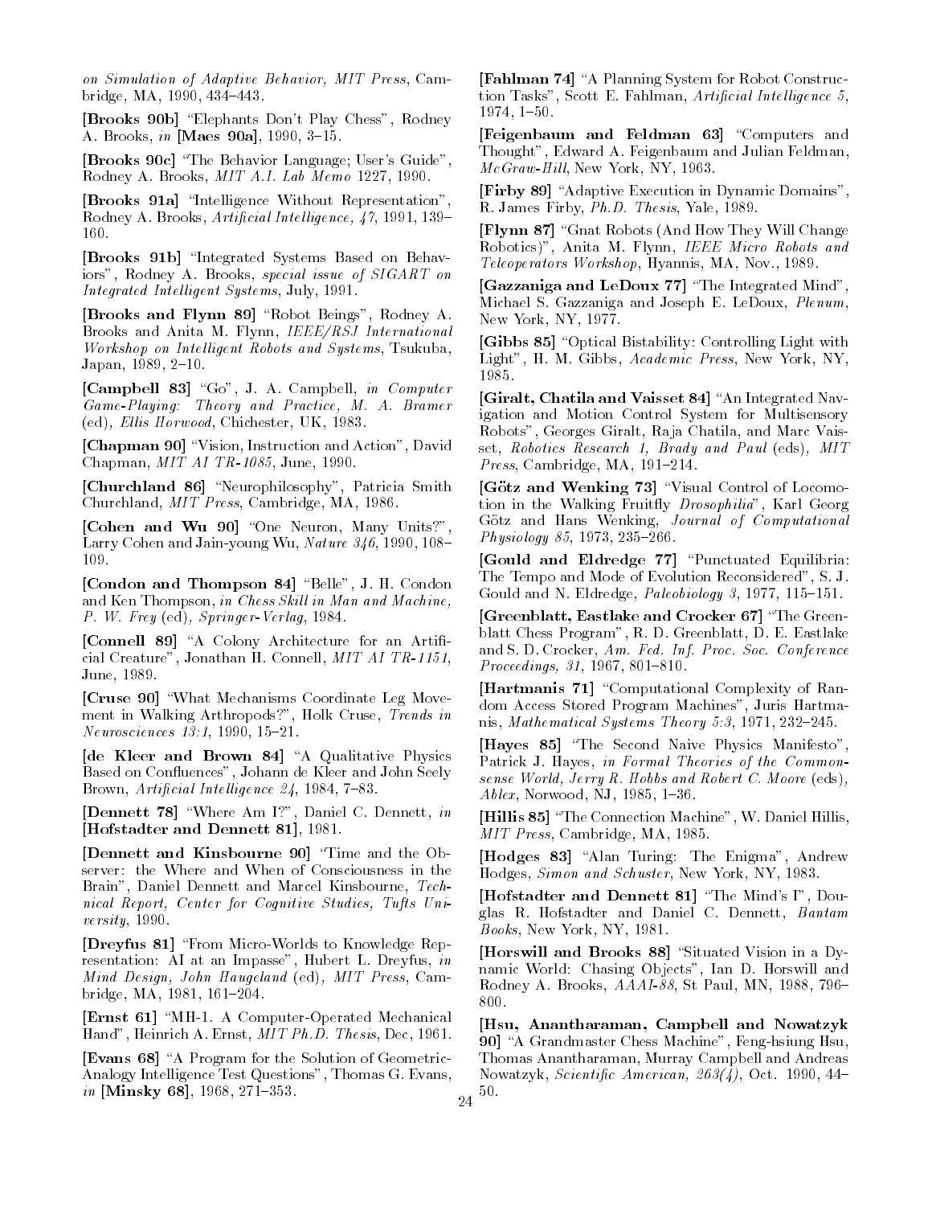*on Simulation of Adaptive Behavior, MIT Press*, Cambridge, MA, 1990, 434–443.

**[Brooks 90b]** "Elephants Don't Play Chess", Rodney A. Brooks, *in* **[Maes 90a]**, 1990, 3–15.

**[Brooks 90c]** "The Behavior Language; User's Guide", Rodney A. Brooks, *MIT A.I. Lab Memo* 1227, 1990.

**[Brooks 91a]** "Intelligence Without Representation", Rodney A. Brooks, *Artificial Intelligence, 47*, 1991, 139–160.

**[Brooks 91b]** "Integrated Systems Based on Behaviors", Rodney A. Brooks, *special issue of SIGART on Integrated Intelligent Systems*, July, 1991.

**[Brooks and Flynn 89]** "Robot Beings", Rodney A. Brooks and Anita M. Flynn, *IEEE/RSJ International Workshop on Intelligent Robots and Systems*, Tsukuba, Japan, 1989, 2–10.

**[Campbell 83]** "Go", J. A. Campbell, *in Computer Game-Playing: Theory and Practice, M. A. Bramer* (ed)*, Ellis Horwood*, Chichester, UK, 1983.

**[Chapman 90]** "Vision, Instruction and Action", David Chapman, *MIT AI TR-1085*, June, 1990.

**[Churchland 86]** "Neurophilosophy", Patricia Smith Churchland, *MIT Press*, Cambridge, MA, 1986.

**[Cohen and Wu 90]** "One Neuron, Many Units?", Larry Cohen and Jain-young Wu, *Nature 346*, 1990, 108–109.

**[Condon and Thompson 84]** "Belle", J. H. Condon and Ken Thompson, *in Chess Skill in Man and Machine, P. W. Frey* (ed)*, Springer-Verlag*, 1984.

**[Connell 89]** "A Colony Architecture for an Artificial Creature", Jonathan H. Connell, *MIT AI TR-1151*, June, 1989.

**[Cruse 90]** "What Mechanisms Coordinate Leg Movement in Walking Arthropods?", Holk Cruse, *Trends in Neurosciences 13:1*, 1990, 15–21.

**[de Kleer and Brown 84]** "A Qualitative Physics Based on Confluences", Johann de Kleer and John Seely Brown, *Artificial Intelligence 24*, 1984, 7–83.

**[Dennett 78]** "Where Am I?", Daniel C. Dennett, *in* **[Hofstadter and Dennett 81]**, 1981.

**[Dennett and Kinsbourne 90]** "Time and the Observer: the Where and When of Consciousness in the Brain", Daniel Dennett and Marcel Kinsbourne, *Technical Report, Center for Cognitive Studies, Tufts University*, 1990.

**[Dreyfus 81]** "From Micro-Worlds to Knowledge Representation: AI at an Impasse", Hubert L. Dreyfus, *in Mind Design, John Haugeland* (ed)*, MIT Press*, Cambridge, MA, 1981, 161–204.

**[Ernst 61]** "MH-1. A Computer-Operated Mechanical Hand", Heinrich A. Ernst, *MIT Ph.D. Thesis*, Dec, 1961.

**[Evans 68]** "A Program for the Solution of Geometric-Analogy Intelligence Test Questions", Thomas G. Evans, *in* **[Minsky 68]**, 1968, 271–353.

**[Fahlman 74]** "A Planning System for Robot Construction Tasks", Scott E. Fahlman, *Artificial Intelligence 5*, 1974, 1–50.

**[Feigenbaum and Feldman 63]** "Computers and Thought", Edward A. Feigenbaum and Julian Feldman, *McGraw-Hill*, New York, NY, 1963.

**[Firby 89]** "Adaptive Execution in Dynamic Domains", R. James Firby, *Ph.D. Thesis*, Yale, 1989.

**[Flynn 87]** "Gnat Robots (And How They Will Change Robotics)", Anita M. Flynn, *IEEE Micro Robots and Teleoperators Workshop*, Hyannis, MA, Nov., 1989.

**[Gazzaniga and LeDoux 77]** "The Integrated Mind", Michael S. Gazzaniga and Joseph E. LeDoux, *Plenum*, New York, NY, 1977.

**[Gibbs 85]** "Optical Bistability: Controlling Light with Light", H. M. Gibbs, *Academic Press*, New York, NY, 1985.

**[Giralt, Chatila and Vaisset 84]** "An Integrated Navigation and Motion Control System for Multisensory Robots", Georges Giralt, Raja Chatila, and Marc Vaisset, *Robotics Research 1, Brady and Paul* (eds)*, MIT Press*, Cambridge, MA, 191–214.

**[Götz and Wenking 73]** "Visual Control of Locomotion in the Walking Fruitfly *Drosophilia*", Karl Georg Götz and Hans Wenking, *Journal of Computational Physiology 85*, 1973, 235–266.

**[Gould and Eldredge 77]** "Punctuated Equilibria: The Tempo and Mode of Evolution Reconsidered", S. J. Gould and N. Eldredge, *Paleobiology 3*, 1977, 115–151.

**[Greenblatt, Eastlake and Crocker 67]** "The Greenblatt Chess Program", R. D. Greenblatt, D. E. Eastlake and S. D. Crocker, *Am. Fed. Inf. Proc. Soc. Conference Proceedings, 31*, 1967, 801–810.

**[Hartmanis 71]** "Computational Complexity of Random Access Stored Program Machines", Juris Hartmanis, *Mathematical Systems Theory 5:3*, 1971, 232–245.

**[Hayes 85]** "The Second Naive Physics Manifesto", Patrick J. Hayes, *in Formal Theories of the Commonsense World, Jerry R. Hobbs and Robert C. Moore* (eds)*, Ablex*, Norwood, NJ, 1985, 1–36.

**[Hillis 85]** "The Connection Machine", W. Daniel Hillis, *MIT Press*, Cambridge, MA, 1985.

**[Hodges 83]** "Alan Turing: The Enigma", Andrew Hodges, *Simon and Schuster*, New York, NY, 1983.

**[Hofstadter and Dennett 81]** "The Mind's I", Douglas R. Hofstadter and Daniel C. Dennett, *Bantam Books*, New York, NY, 1981.

**[Horswill and Brooks 88]** "Situated Vision in a Dynamic World: Chasing Objects", Ian D. Horswill and Rodney A. Brooks, *AAAI-88*, St Paul, MN, 1988, 796–800.

**[Hsu, Anantharaman, Campbell and Nowatzyk 90]** "A Grandmaster Chess Machine", Feng-hsiung Hsu, Thomas Anantharaman, Murray Campbell and Andreas Nowatzyk, *Scientific American, 263(4)*, Oct. 1990, 44–50.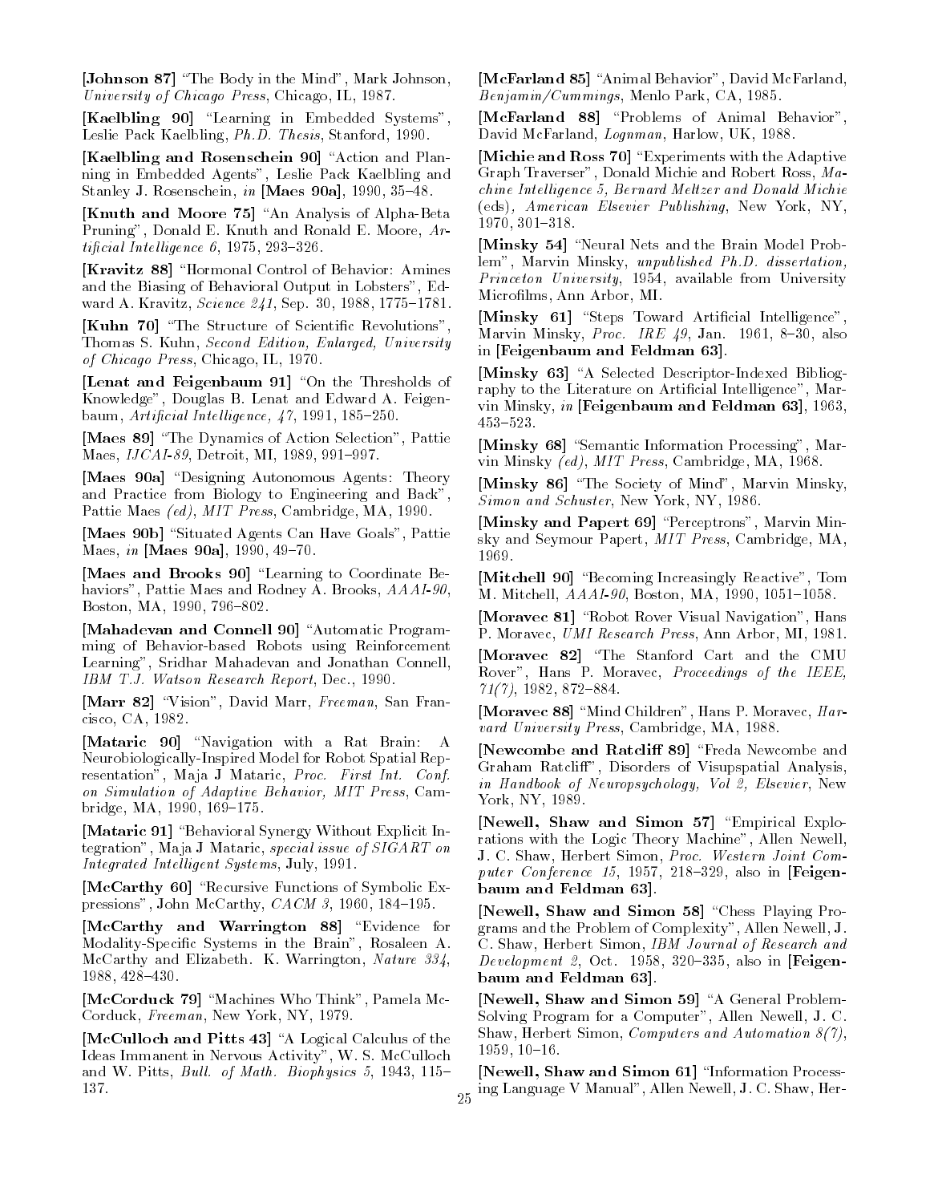**[Johnson 87]** "The Body in the Mind", Mark Johnson, *University of Chicago Press*, Chicago, IL, 1987.

**[Kaelbling 90]** "Learning in Embedded Systems", Leslie Pack Kaelbling, *Ph.D. Thesis*, Stanford, 1990.

**[Kaelbling and Rosenschein 90]** "Action and Planning in Embedded Agents", Leslie Pack Kaelbling and Stanley J. Rosenschein, *in* **[Maes 90a]**, 1990, 35–48.

**[Knuth and Moore 75]** "An Analysis of Alpha-Beta Pruning", Donald E. Knuth and Ronald E. Moore, *Artificial Intelligence 6*, 1975, 293–326.

**[Kravitz 88]** "Hormonal Control of Behavior: Amines and the Biasing of Behavioral Output in Lobsters", Edward A. Kravitz, *Science 241*, Sep. 30, 1988, 1775–1781.

**[Kuhn 70]** "The Structure of Scientific Revolutions", Thomas S. Kuhn, *Second Edition, Enlarged, University of Chicago Press*, Chicago, IL, 1970.

**[Lenat and Feigenbaum 91]** "On the Thresholds of Knowledge", Douglas B. Lenat and Edward A. Feigenbaum, *Artificial Intelligence, 47*, 1991, 185–250.

**[Maes 89]** "The Dynamics of Action Selection", Pattie Maes, *IJCAI-89*, Detroit, MI, 1989, 991–997.

**[Maes 90a]** "Designing Autonomous Agents: Theory and Practice from Biology to Engineering and Back", Pattie Maes *(ed)*, *MIT Press*, Cambridge, MA, 1990.

**[Maes 90b]** "Situated Agents Can Have Goals", Pattie Maes, *in* **[Maes 90a]**, 1990, 49–70.

**[Maes and Brooks 90]** "Learning to Coordinate Behaviors", Pattie Maes and Rodney A. Brooks, *AAAI-90*, Boston, MA, 1990, 796–802.

**[Mahadevan and Connell 90]** "Automatic Programming of Behavior-based Robots using Reinforcement Learning", Sridhar Mahadevan and Jonathan Connell, *IBM T.J. Watson Research Report*, Dec., 1990.

**[Marr 82]** "Vision", David Marr, *Freeman*, San Francisco, CA, 1982.

**[Mataric 90]** "Navigation with a Rat Brain: A Neurobiologically-Inspired Model for Robot Spatial Representation", Maja J Mataric, *Proc. First Int. Conf. on Simulation of Adaptive Behavior, MIT Press*, Cambridge, MA, 1990, 169–175.

**[Mataric 91]** "Behavioral Synergy Without Explicit Integration", Maja J Mataric, *special issue of SIGART on Integrated Intelligent Systems*, July, 1991.

**[McCarthy 60]** "Recursive Functions of Symbolic Expressions", John McCarthy, *CACM 3*, 1960, 184–195.

**[McCarthy and Warrington 88]** "Evidence for Modality-Specific Systems in the Brain", Rosaleen A. McCarthy and Elizabeth. K. Warrington, *Nature 334*, 1988, 428–430.

**[McCorduck 79]** "Machines Who Think", Pamela McCorduck, *Freeman*, New York, NY, 1979.

**[McCulloch and Pitts 43]** "A Logical Calculus of the Ideas Immanent in Nervous Activity", W. S. McCulloch and W. Pitts, *Bull. of Math. Biophysics 5*, 1943, 115–137.

**[McFarland 85]** "Animal Behavior", David McFarland, *Benjamin/Cummings*, Menlo Park, CA, 1985.

**[McFarland 88]** "Problems of Animal Behavior", David McFarland, *Lognman*, Harlow, UK, 1988.

**[Michie and Ross 70]** "Experiments with the Adaptive Graph Traverser", Donald Michie and Robert Ross, *Machine Intelligence 5, Bernard Meltzer and Donald Michie (eds), American Elsevier Publishing*, New York, NY, 1970, 301–318.

**[Minsky 54]** "Neural Nets and the Brain Model Problem", Marvin Minsky, *unpublished Ph.D. dissertation, Princeton University*, 1954, available from University Microfilms, Ann Arbor, MI.

**[Minsky 61]** "Steps Toward Artificial Intelligence", Marvin Minsky, *Proc. IRE 49*, Jan. 1961, 8–30, also in **[Feigenbaum and Feldman 63]**.

**[Minsky 63]** "A Selected Descriptor-Indexed Bibliography to the Literature on Artificial Intelligence", Marvin Minsky, *in* **[Feigenbaum and Feldman 63]**, 1963, 453–523.

**[Minsky 68]** "Semantic Information Processing", Marvin Minsky *(ed)*, *MIT Press*, Cambridge, MA, 1968.

**[Minsky 86]** "The Society of Mind", Marvin Minsky, *Simon and Schuster*, New York, NY, 1986.

**[Minsky and Papert 69]** "Perceptrons", Marvin Minsky and Seymour Papert, *MIT Press*, Cambridge, MA, 1969.

**[Mitchell 90]** "Becoming Increasingly Reactive", Tom M. Mitchell, *AAAI-90*, Boston, MA, 1990, 1051–1058.

**[Moravec 81]** "Robot Rover Visual Navigation", Hans P. Moravec, *UMI Research Press*, Ann Arbor, MI, 1981.

**[Moravec 82]** "The Stanford Cart and the CMU Rover", Hans P. Moravec, *Proceedings of the IEEE, 71(7)*, 1982, 872–884.

**[Moravec 88]** "Mind Children", Hans P. Moravec, *Harvard University Press*, Cambridge, MA, 1988.

**[Newcombe and Ratcliff 89]** "Freda Newcombe and Graham Ratcliff", Disorders of Visupspatial Analysis, *in Handbook of Neuropsychology, Vol 2, Elsevier*, New York, NY, 1989.

**[Newell, Shaw and Simon 57]** "Empirical Explorations with the Logic Theory Machine", Allen Newell, J. C. Shaw, Herbert Simon, *Proc. Western Joint Computer Conference 15*, 1957, 218–329, also in **[Feigenbaum and Feldman 63]**.

**[Newell, Shaw and Simon 58]** "Chess Playing Programs and the Problem of Complexity", Allen Newell, J. C. Shaw, Herbert Simon, *IBM Journal of Research and Development 2*, Oct. 1958, 320–335, also in **[Feigenbaum and Feldman 63]**.

**[Newell, Shaw and Simon 59]** "A General Problem-Solving Program for a Computer", Allen Newell, J. C. Shaw, Herbert Simon, *Computers and Automation 8(7)*, 1959, 10–16.

**[Newell, Shaw and Simon 61]** "Information Processing Language V Manual", Allen Newell, J. C. Shaw, Her-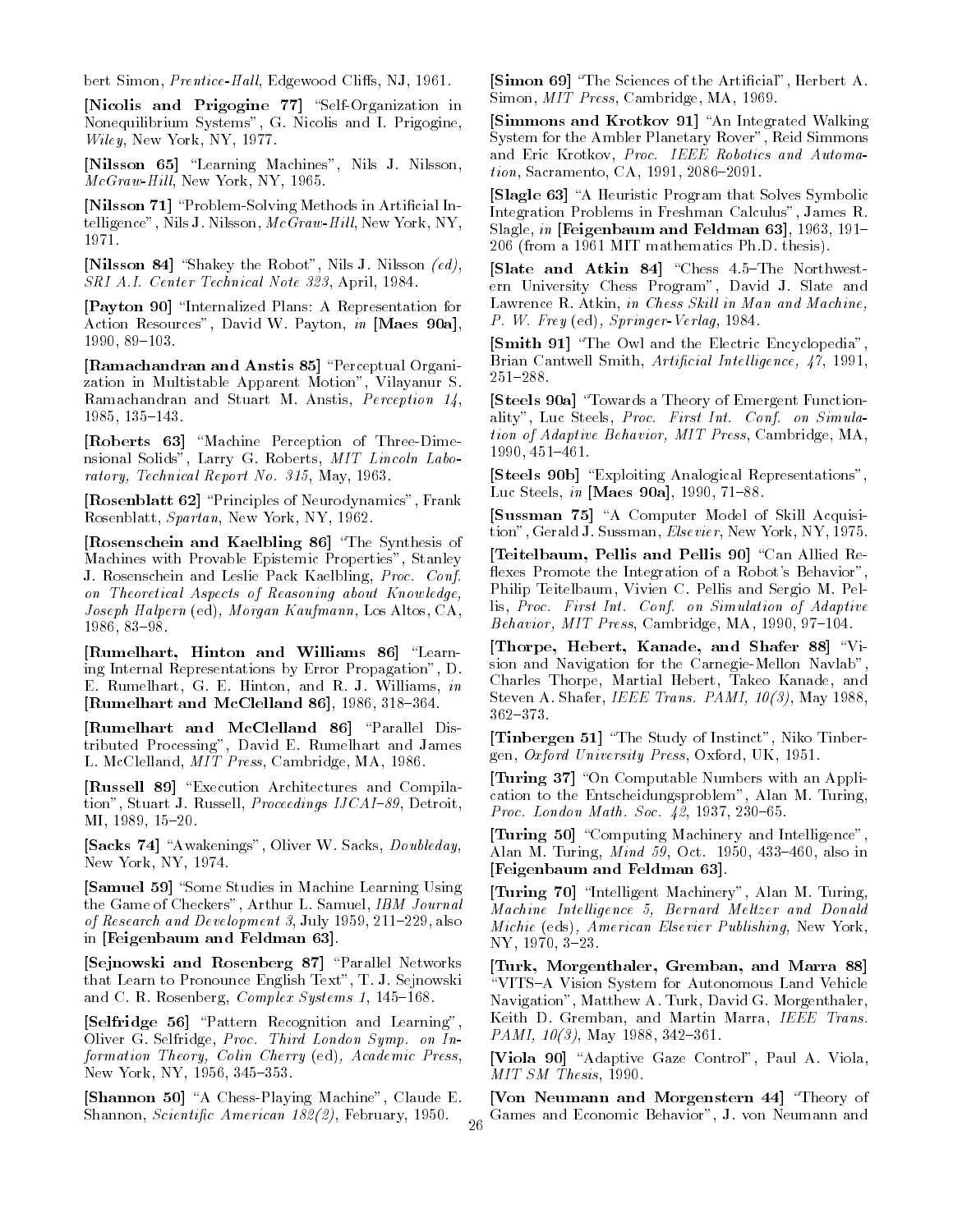bert Simon, *Prentice-Hall*, Edgewood Cliffs, NJ, 1961.

**[Nicolis and Prigogine 77]** "Self-Organization in Nonequilibrium Systems", G. Nicolis and I. Prigogine, *Wiley*, New York, NY, 1977.

**[Nilsson 65]** "Learning Machines", Nils J. Nilsson, *McGraw-Hill*, New York, NY, 1965.

**[Nilsson 71]** "Problem-Solving Methods in Artificial Intelligence", Nils J. Nilsson, *McGraw-Hill*, New York, NY, 1971.

**[Nilsson 84]** "Shakey the Robot", Nils J. Nilsson *(ed)*, *SRI A.I. Center Technical Note 323*, April, 1984.

**[Payton 90]** "Internalized Plans: A Representation for Action Resources", David W. Payton, *in* **[Maes 90a]**, 1990, 89–103.

**[Ramachandran and Anstis 85]** "Perceptual Organization in Multistable Apparent Motion", Vilayanur S. Ramachandran and Stuart M. Anstis, *Perception 14*, 1985, 135–143.

**[Roberts 63]** "Machine Perception of Three-Dimensional Solids", Larry G. Roberts, *MIT Lincoln Laboratory, Technical Report No. 315*, May, 1963.

**[Rosenblatt 62]** "Principles of Neurodynamics", Frank Rosenblatt, *Spartan*, New York, NY, 1962.

**[Rosenschein and Kaelbling 86]** "The Synthesis of Machines with Provable Epistemic Properties", Stanley J. Rosenschein and Leslie Pack Kaelbling, *Proc. Conf. on Theoretical Aspects of Reasoning about Knowledge, Joseph Halpern* (ed)*, Morgan Kaufmann*, Los Altos, CA, 1986, 83–98.

**[Rumelhart, Hinton and Williams 86]** "Learning Internal Representations by Error Propagation", D. E. Rumelhart, G. E. Hinton, and R. J. Williams, *in* **[Rumelhart and McClelland 86]**, 1986, 318–364.

**[Rumelhart and McClelland 86]** "Parallel Distributed Processing", David E. Rumelhart and James L. McClelland, *MIT Press*, Cambridge, MA, 1986.

**[Russell 89]** "Execution Architectures and Compilation", Stuart J. Russell, *Proceedings IJCAI–89*, Detroit, MI, 1989, 15–20.

**[Sacks 74]** "Awakenings", Oliver W. Sacks, *Doubleday*, New York, NY, 1974.

**[Samuel 59]** "Some Studies in Machine Learning Using the Game of Checkers", Arthur L. Samuel, *IBM Journal of Research and Development 3*, July 1959, 211–229, also in **[Feigenbaum and Feldman 63]**.

**[Sejnowski and Rosenberg 87]** "Parallel Networks that Learn to Pronounce English Text", T. J. Sejnowski and C. R. Rosenberg, *Complex Systems 1*, 145–168.

**[Selfridge 56]** "Pattern Recognition and Learning", Oliver G. Selfridge, *Proc. Third London Symp. on Information Theory, Colin Cherry* (ed)*, Academic Press*, New York, NY, 1956, 345–353.

**[Shannon 50]** "A Chess-Playing Machine", Claude E. Shannon, *Scientific American 182(2)*, February, 1950.

**[Simon 69]** "The Sciences of the Artificial", Herbert A. Simon, *MIT Press*, Cambridge, MA, 1969.

**[Simmons and Krotkov 91]** "An Integrated Walking System for the Ambler Planetary Rover", Reid Simmons and Eric Krotkov, *Proc. IEEE Robotics and Automation*, Sacramento, CA, 1991, 2086–2091.

**[Slagle 63]** "A Heuristic Program that Solves Symbolic Integration Problems in Freshman Calculus", James R. Slagle, *in* **[Feigenbaum and Feldman 63]**, 1963, 191–206 (from a 1961 MIT mathematics Ph.D. thesis).

**[Slate and Atkin 84]** "Chess 4.5–The Northwestern University Chess Program", David J. Slate and Lawrence R. Atkin, *in Chess Skill in Man and Machine, P. W. Frey* (ed)*, Springer-Verlag*, 1984.

**[Smith 91]** "The Owl and the Electric Encyclopedia", Brian Cantwell Smith, *Artificial Intelligence, 47*, 1991, 251–288.

**[Steels 90a]** "Towards a Theory of Emergent Functionality", Luc Steels, *Proc. First Int. Conf. on Simulation of Adaptive Behavior, MIT Press*, Cambridge, MA, 1990, 451–461.

**[Steels 90b]** "Exploiting Analogical Representations", Luc Steels, *in* **[Maes 90a]**, 1990, 71–88.

**[Sussman 75]** "A Computer Model of Skill Acquisition", Gerald J. Sussman, *Elsevier*, New York, NY, 1975.

**[Teitelbaum, Pellis and Pellis 90]** "Can Allied Reflexes Promote the Integration of a Robot's Behavior", Philip Teitelbaum, Vivien C. Pellis and Sergio M. Pellis, *Proc. First Int. Conf. on Simulation of Adaptive Behavior, MIT Press*, Cambridge, MA, 1990, 97–104.

**[Thorpe, Hebert, Kanade, and Shafer 88]** "Vision and Navigation for the Carnegie-Mellon Navlab", Charles Thorpe, Martial Hebert, Takeo Kanade, and Steven A. Shafer, *IEEE Trans. PAMI, 10(3)*, May 1988, 362–373.

**[Tinbergen 51]** "The Study of Instinct", Niko Tinbergen, *Oxford University Press*, Oxford, UK, 1951.

**[Turing 37]** "On Computable Numbers with an Application to the Entscheidungsproblem", Alan M. Turing, *Proc. London Math. Soc. 42*, 1937, 230–65.

**[Turing 50]** "Computing Machinery and Intelligence", Alan M. Turing, *Mind 59*, Oct. 1950, 433–460, also in **[Feigenbaum and Feldman 63]**.

**[Turing 70]** "Intelligent Machinery", Alan M. Turing, *Machine Intelligence 5, Bernard Meltzer and Donald Michie* (eds)*, American Elsevier Publishing*, New York, NY, 1970, 3–23.

**[Turk, Morgenthaler, Gremban, and Marra 88]** "VITS–A Vision System for Autonomous Land Vehicle Navigation", Matthew A. Turk, David G. Morgenthaler, Keith D. Gremban, and Martin Marra, *IEEE Trans. PAMI, 10(3)*, May 1988, 342–361.

**[Viola 90]** "Adaptive Gaze Control", Paul A. Viola, *MIT SM Thesis*, 1990.

**[Von Neumann and Morgenstern 44]** "Theory of Games and Economic Behavior", J. von Neumann and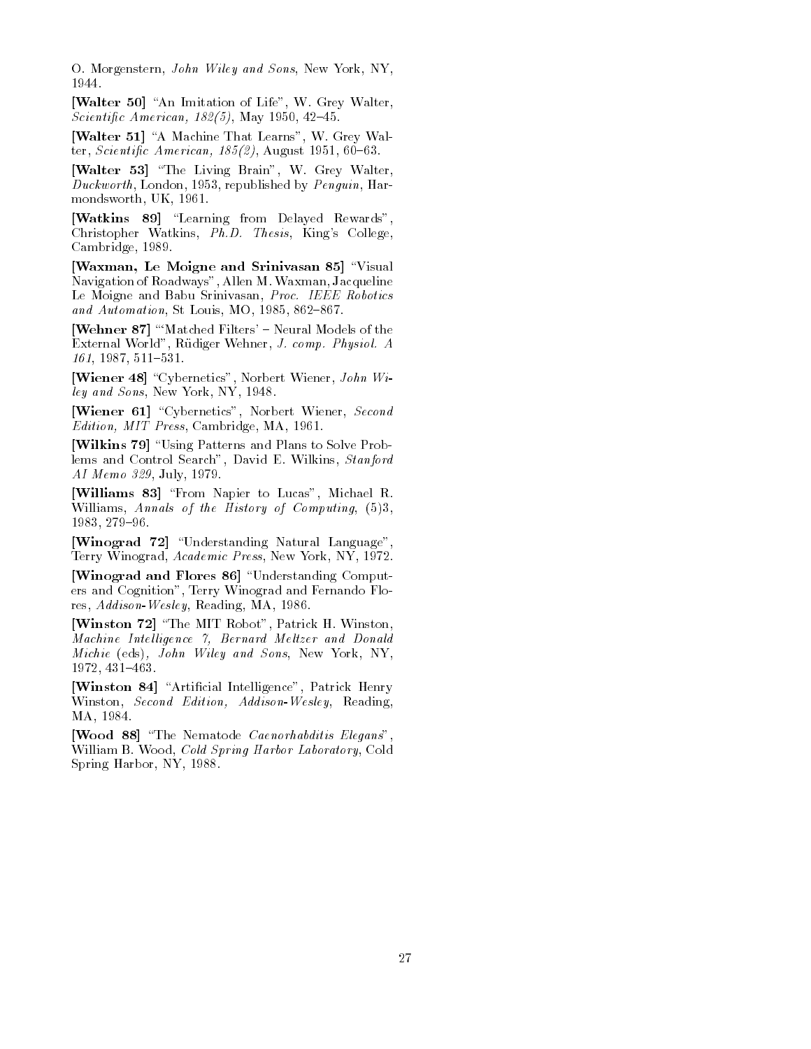O. Morgenstern, *John Wiley and Sons*, New York, NY, 1944.

**[Walter 50]** "An Imitation of Life", W. Grey Walter, *Scientific American, 182(5)*, May 1950, 42–45.

**[Walter 51]** "A Machine That Learns", W. Grey Walter, *Scientific American, 185(2)*, August 1951, 60–63.

**[Walter 53]** "The Living Brain", W. Grey Walter, *Duckworth*, London, 1953, republished by *Penguin*, Harmondsworth, UK, 1961.

**[Watkins 89]** "Learning from Delayed Rewards", Christopher Watkins, *Ph.D. Thesis*, King's College, Cambridge, 1989.

**[Waxman, Le Moigne and Srinivasan 85]** "Visual Navigation of Roadways", Allen M. Waxman, Jacqueline Le Moigne and Babu Srinivasan, *Proc. IEEE Robotics and Automation*, St Louis, MO, 1985, 862–867.

**[Wehner 87]** "'Matched Filters' – Neural Models of the External World", Rüdiger Wehner, *J. comp. Physiol. A 161*, 1987, 511–531.

**[Wiener 48]** "Cybernetics", Norbert Wiener, *John Wiley and Sons*, New York, NY, 1948.

**[Wiener 61]** "Cybernetics", Norbert Wiener, *Second Edition, MIT Press*, Cambridge, MA, 1961.

**[Wilkins 79]** "Using Patterns and Plans to Solve Problems and Control Search", David E. Wilkins, *Stanford AI Memo 329*, July, 1979.

**[Williams 83]** "From Napier to Lucas", Michael R. Williams, *Annals of the History of Computing*, (5)3, 1983, 279–96.

**[Winograd 72]** "Understanding Natural Language", Terry Winograd, *Academic Press*, New York, NY, 1972.

**[Winograd and Flores 86]** "Understanding Computers and Cognition", Terry Winograd and Fernando Flores, *Addison-Wesley*, Reading, MA, 1986.

**[Winston 72]** "The MIT Robot", Patrick H. Winston, *Machine Intelligence 7, Bernard Meltzer and Donald Michie* (eds)*, John Wiley and Sons*, New York, NY, 1972, 431–463.

**[Winston 84]** "Artificial Intelligence", Patrick Henry Winston, *Second Edition, Addison-Wesley*, Reading, MA, 1984.

**[Wood 88]** "The Nematode *Caenorhabditis Elegans*", William B. Wood, *Cold Spring Harbor Laboratory*, Cold Spring Harbor, NY, 1988.